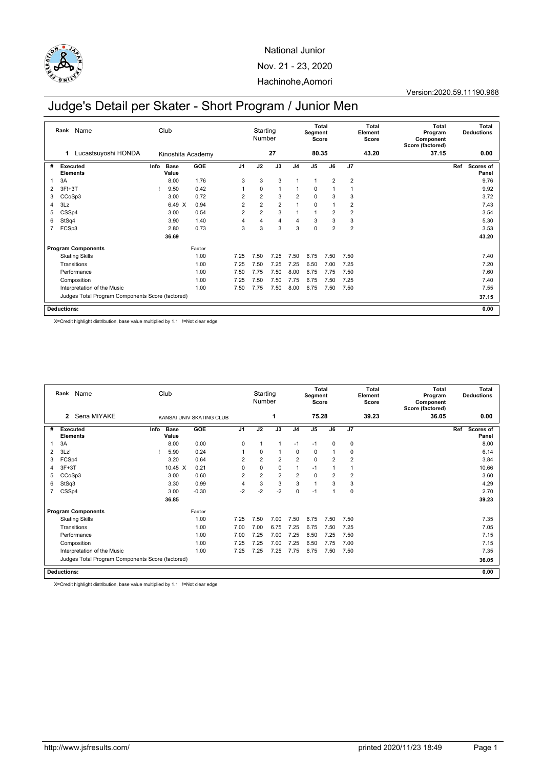National Junior

Nov. 21 - 23, 2020

Hachinohe,Aomori

Version:2020.59.11190.968

# Judge's Detail per Skater - Short Program / Junior Men

| Rank | Name | Club | Starting Number | Total Segment Score | Total Element Score | Total Program Component Score (factored) | Total Deductions |
|---|---|---|---|---|---|---|---|
| 1 | Lucastsuyoshi HONDA | Kinoshita Academy | 27 | 80.35 | 43.20 | 37.15 | 0.00 |

| # | Executed Elements | Info | Base Value | | GOE | J1 | J2 | J3 | J4 | J5 | J6 | J7 | Ref | Scores of Panel |
|---|---|---|---|---|---|---|---|---|---|---|---|---|---|---|
| 1 | 3A | | 8.00 | | 1.76 | 3 | 3 | 3 | 1 | 1 | 2 | 2 | | 9.76 |
| 2 | 3F!+3T | ! | 9.50 | | 0.42 | 1 | 0 | 1 | 1 | 0 | 1 | 1 | | 9.92 |
| 3 | CCoSp3 | | 3.00 | | 0.72 | 2 | 2 | 3 | 2 | 0 | 3 | 3 | | 3.72 |
| 4 | 3Lz | | 6.49 | X | 0.94 | 2 | 2 | 2 | 1 | 0 | 1 | 2 | | 7.43 |
| 5 | CSSp4 | | 3.00 | | 0.54 | 2 | 2 | 3 | 1 | 1 | 2 | 2 | | 3.54 |
| 6 | StSq4 | | 3.90 | | 1.40 | 4 | 4 | 4 | 4 | 3 | 3 | 3 | | 5.30 |
| 7 | FCSp3 | | 2.80 | | 0.73 | 3 | 3 | 3 | 3 | 0 | 2 | 2 | | 3.53 |
| | | | 36.69 | | | | | | | | | | | 43.20 |

| Program Components | Factor | J1 | J2 | J3 | J4 | J5 | J6 | J7 | Scores of Panel |
|---|---|---|---|---|---|---|---|---|---|
| Skating Skills | 1.00 | 7.25 | 7.50 | 7.25 | 7.50 | 6.75 | 7.50 | 7.50 | 7.40 |
| Transitions | 1.00 | 7.25 | 7.50 | 7.25 | 7.25 | 6.50 | 7.00 | 7.25 | 7.20 |
| Performance | 1.00 | 7.50 | 7.75 | 7.50 | 8.00 | 6.75 | 7.75 | 7.50 | 7.60 |
| Composition | 1.00 | 7.25 | 7.50 | 7.50 | 7.75 | 6.75 | 7.50 | 7.25 | 7.40 |
| Interpretation of the Music | 1.00 | 7.50 | 7.75 | 7.50 | 8.00 | 6.75 | 7.50 | 7.50 | 7.55 |
| Judges Total Program Components Score (factored) | | | | | | | | | 37.15 |

**Deductions:** 0.00

X=Credit highlight distribution, base value multiplied by 1.1 !=Not clear edge

| Rank | Name | Club | Starting Number | Total Segment Score | Total Element Score | Total Program Component Score (factored) | Total Deductions |
|---|---|---|---|---|---|---|---|
| 2 | Sena MIYAKE | KANSAI UNIV SKATING CLUB | 1 | 75.28 | 39.23 | 36.05 | 0.00 |

| # | Executed Elements | Info | Base Value | | GOE | J1 | J2 | J3 | J4 | J5 | J6 | J7 | Ref | Scores of Panel |
|---|---|---|---|---|---|---|---|---|---|---|---|---|---|---|
| 1 | 3A | | 8.00 | | 0.00 | 0 | 1 | 1 | -1 | -1 | 0 | 0 | | 8.00 |
| 2 | 3Lz! | ! | 5.90 | | 0.24 | 1 | 0 | 1 | 0 | 0 | 1 | 0 | | 6.14 |
| 3 | FCSp4 | | 3.20 | | 0.64 | 2 | 2 | 2 | 2 | 0 | 2 | 2 | | 3.84 |
| 4 | 3F+3T | | 10.45 | X | 0.21 | 0 | 0 | 0 | 1 | -1 | 1 | 1 | | 10.66 |
| 5 | CCoSp3 | | 3.00 | | 0.60 | 2 | 2 | 2 | 2 | 0 | 2 | 2 | | 3.60 |
| 6 | StSq3 | | 3.30 | | 0.99 | 4 | 3 | 3 | 3 | 1 | 3 | 3 | | 4.29 |
| 7 | CSSp4 | | 3.00 | | -0.30 | -2 | -2 | -2 | 0 | -1 | 1 | 0 | | 2.70 |
| | | | 36.85 | | | | | | | | | | | 39.23 |

| Program Components | Factor | J1 | J2 | J3 | J4 | J5 | J6 | J7 | Scores of Panel |
|---|---|---|---|---|---|---|---|---|---|
| Skating Skills | 1.00 | 7.25 | 7.50 | 7.00 | 7.50 | 6.75 | 7.50 | 7.50 | 7.35 |
| Transitions | 1.00 | 7.00 | 7.00 | 6.75 | 7.25 | 6.75 | 7.50 | 7.25 | 7.05 |
| Performance | 1.00 | 7.00 | 7.25 | 7.00 | 7.25 | 6.50 | 7.25 | 7.50 | 7.15 |
| Composition | 1.00 | 7.25 | 7.25 | 7.00 | 7.25 | 6.50 | 7.75 | 7.00 | 7.15 |
| Interpretation of the Music | 1.00 | 7.25 | 7.25 | 7.25 | 7.75 | 6.75 | 7.50 | 7.50 | 7.35 |
| Judges Total Program Components Score (factored) | | | | | | | | | 36.05 |

**Deductions:** 0.00

X=Credit highlight distribution, base value multiplied by 1.1 !=Not clear edge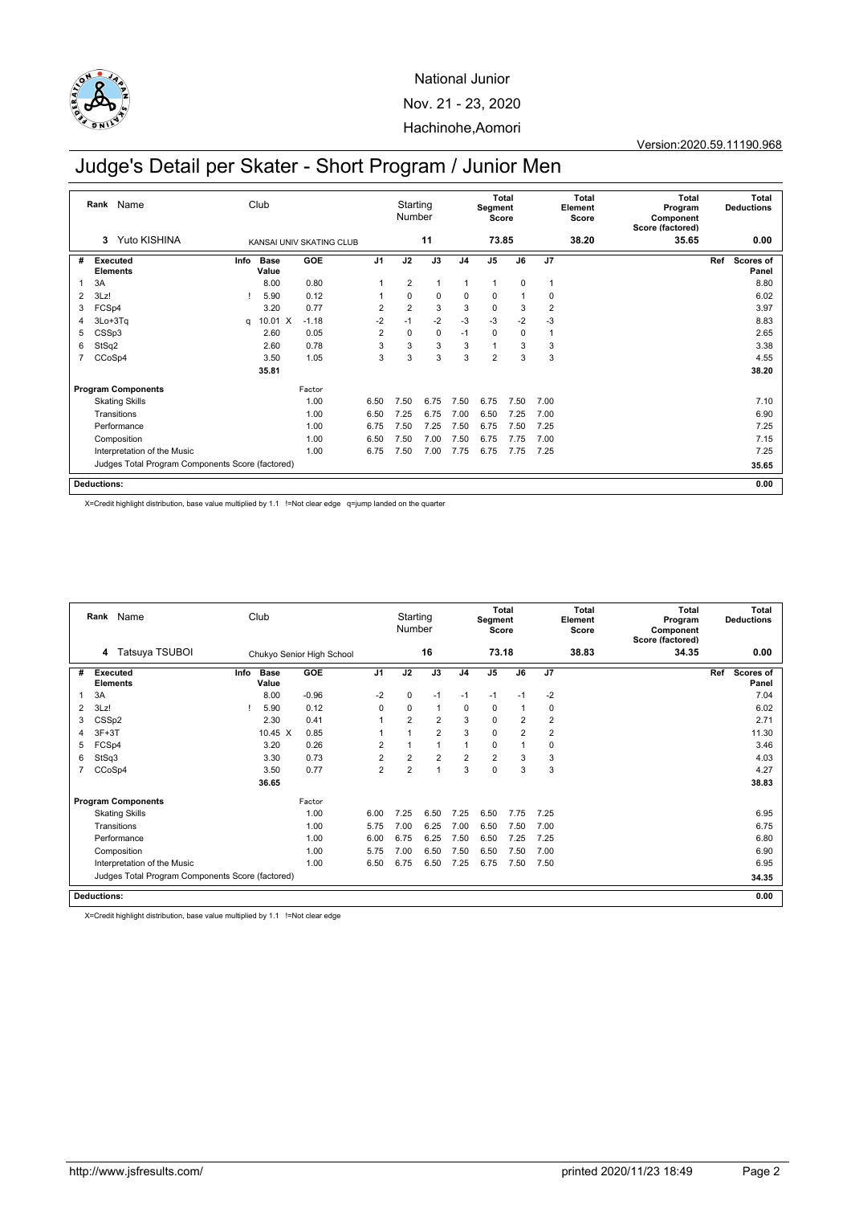National Junior

Nov. 21 - 23, 2020

Hachinohe,Aomori

Version:2020.59.11190.968

# Judge's Detail per Skater - Short Program / Junior Men

| Rank | Name | Club | Starting Number | Total Segment Score | Total Element Score | Total Program Component Score (factored) | Total Deductions |
|---|---|---|---|---|---|---|---|
| 3 | Yuto KISHINA | KANSAI UNIV SKATING CLUB | 11 | 73.85 | 38.20 | 35.65 | 0.00 |

| # | Executed Elements | Info | Base Value | | GOE | J1 | J2 | J3 | J4 | J5 | J6 | J7 | Ref | Scores of Panel |
|---|---|---|---|---|---|---|---|---|---|---|---|---|---|---|
| 1 | 3A | | 8.00 | | 0.80 | 1 | 2 | 1 | 1 | 1 | 0 | 1 | | 8.80 |
| 2 | 3Lz! | ! | 5.90 | | 0.12 | 1 | 0 | 0 | 0 | 0 | 1 | 0 | | 6.02 |
| 3 | FCSp4 | | 3.20 | | 0.77 | 2 | 2 | 3 | 3 | 0 | 3 | 2 | | 3.97 |
| 4 | 3Lo+3Tq | q | 10.01 | X | -1.18 | -2 | -1 | -2 | -3 | -3 | -2 | -3 | | 8.83 |
| 5 | CSSp3 | | 2.60 | | 0.05 | 2 | 0 | 0 | -1 | 0 | 0 | 1 | | 2.65 |
| 6 | StSq2 | | 2.60 | | 0.78 | 3 | 3 | 3 | 3 | 1 | 3 | 3 | | 3.38 |
| 7 | CCoSp4 | | 3.50 | | 1.05 | 3 | 3 | 3 | 3 | 2 | 3 | 3 | | 4.55 |
| | | | 35.81 | | | | | | | | | | | 38.20 |

| Program Components | Factor | J1 | J2 | J3 | J4 | J5 | J6 | J7 | Scores of Panel |
|---|---|---|---|---|---|---|---|---|---|
| Skating Skills | 1.00 | 6.50 | 7.50 | 6.75 | 7.50 | 6.75 | 7.50 | 7.00 | 7.10 |
| Transitions | 1.00 | 6.50 | 7.25 | 6.75 | 7.00 | 6.50 | 7.25 | 7.00 | 6.90 |
| Performance | 1.00 | 6.75 | 7.50 | 7.25 | 7.50 | 6.75 | 7.50 | 7.25 | 7.25 |
| Composition | 1.00 | 6.50 | 7.50 | 7.00 | 7.50 | 6.75 | 7.75 | 7.00 | 7.15 |
| Interpretation of the Music | 1.00 | 6.75 | 7.50 | 7.00 | 7.75 | 6.75 | 7.75 | 7.25 | 7.25 |
| Judges Total Program Components Score (factored) | | | | | | | | | 35.65 |

**Deductions:** 0.00

X=Credit highlight distribution, base value multiplied by 1.1 !=Not clear edge q=jump landed on the quarter

| Rank | Name | Club | Starting Number | Total Segment Score | Total Element Score | Total Program Component Score (factored) | Total Deductions |
|---|---|---|---|---|---|---|---|
| 4 | Tatsuya TSUBOI | Chukyo Senior High School | 16 | 73.18 | 38.83 | 34.35 | 0.00 |

| # | Executed Elements | Info | Base Value | | GOE | J1 | J2 | J3 | J4 | J5 | J6 | J7 | Ref | Scores of Panel |
|---|---|---|---|---|---|---|---|---|---|---|---|---|---|---|
| 1 | 3A | | 8.00 | | -0.96 | -2 | 0 | -1 | -1 | -1 | -1 | -2 | | 7.04 |
| 2 | 3Lz! | ! | 5.90 | | 0.12 | 0 | 0 | 1 | 0 | 0 | 1 | 0 | | 6.02 |
| 3 | CSSp2 | | 2.30 | | 0.41 | 1 | 2 | 2 | 3 | 0 | 2 | 2 | | 2.71 |
| 4 | 3F+3T | | 10.45 | X | 0.85 | 1 | 1 | 2 | 3 | 0 | 2 | 2 | | 11.30 |
| 5 | FCSp4 | | 3.20 | | 0.26 | 2 | 1 | 1 | 1 | 0 | 1 | 0 | | 3.46 |
| 6 | StSq3 | | 3.30 | | 0.73 | 2 | 2 | 2 | 2 | 2 | 3 | 3 | | 4.03 |
| 7 | CCoSp4 | | 3.50 | | 0.77 | 2 | 2 | 1 | 3 | 0 | 3 | 3 | | 4.27 |
| | | | 36.65 | | | | | | | | | | | 38.83 |

| Program Components | Factor | J1 | J2 | J3 | J4 | J5 | J6 | J7 | Scores of Panel |
|---|---|---|---|---|---|---|---|---|---|
| Skating Skills | 1.00 | 6.00 | 7.25 | 6.50 | 7.25 | 6.50 | 7.75 | 7.25 | 6.95 |
| Transitions | 1.00 | 5.75 | 7.00 | 6.25 | 7.00 | 6.50 | 7.50 | 7.00 | 6.75 |
| Performance | 1.00 | 6.00 | 6.75 | 6.25 | 7.50 | 6.50 | 7.25 | 7.25 | 6.80 |
| Composition | 1.00 | 5.75 | 7.00 | 6.50 | 7.50 | 6.50 | 7.50 | 7.00 | 6.90 |
| Interpretation of the Music | 1.00 | 6.50 | 6.75 | 6.50 | 7.25 | 6.75 | 7.50 | 7.50 | 6.95 |
| Judges Total Program Components Score (factored) | | | | | | | | | 34.35 |

**Deductions:** 0.00

X=Credit highlight distribution, base value multiplied by 1.1 !=Not clear edge

http://www.jsfresults.com/ printed 2020/11/23 18:49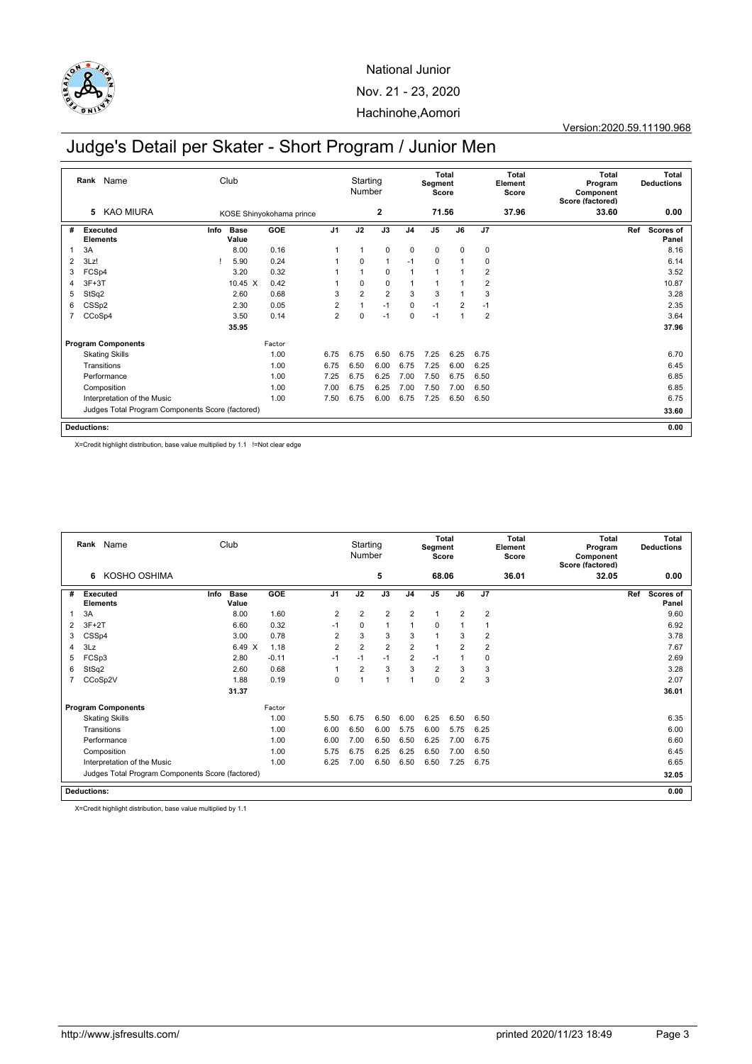National Junior

Nov. 21 - 23, 2020

Hachinohe,Aomori

Version:2020.59.11190.968

# Judge's Detail per Skater - Short Program / Junior Men

| Rank | Name | Club | Starting Number | Total Segment Score | Total Element Score | Total Program Component Score (factored) | Total Deductions |
|---|---|---|---|---|---|---|---|
| 5 | KAO MIURA | KOSE Shinyokohama prince | 2 | 71.56 | 37.96 | 33.60 | 0.00 |

| # | Executed Elements | Info | Base Value | GOE | J1 | J2 | J3 | J4 | J5 | J6 | J7 | Ref | Scores of Panel |
|---|---|---|---|---|---|---|---|---|---|---|---|---|---|
| 1 | 3A | | 8.00 | 0.16 | 1 | 1 | 0 | 0 | 0 | 0 | 0 | | 8.16 |
| 2 | 3Lz! | ! | 5.90 | 0.24 | 1 | 0 | 1 | -1 | 0 | 1 | 0 | | 6.14 |
| 3 | FCSp4 | | 3.20 | 0.32 | 1 | 1 | 0 | 1 | 1 | 1 | 2 | | 3.52 |
| 4 | 3F+3T | | 10.45 X | 0.42 | 1 | 0 | 0 | 1 | 1 | 1 | 2 | | 10.87 |
| 5 | StSq2 | | 2.60 | 0.68 | 3 | 2 | 2 | 3 | 3 | 1 | 3 | | 3.28 |
| 6 | CSSp2 | | 2.30 | 0.05 | 2 | 1 | -1 | 0 | -1 | 2 | -1 | | 2.35 |
| 7 | CCoSp4 | | 3.50 | 0.14 | 2 | 0 | -1 | 0 | -1 | 1 | 2 | | 3.64 |
| | | | 35.95 | | | | | | | | | | 37.96 |
| | **Program Components** | | | Factor | | | | | | | | | |
| | Skating Skills | | | 1.00 | 6.75 | 6.75 | 6.50 | 6.75 | 7.25 | 6.25 | 6.75 | | 6.70 |
| | Transitions | | | 1.00 | 6.75 | 6.50 | 6.00 | 6.75 | 7.25 | 6.00 | 6.25 | | 6.45 |
| | Performance | | | 1.00 | 7.25 | 6.75 | 6.25 | 7.00 | 7.50 | 6.75 | 6.50 | | 6.85 |
| | Composition | | | 1.00 | 7.00 | 6.75 | 6.25 | 7.00 | 7.50 | 7.00 | 6.50 | | 6.85 |
| | Interpretation of the Music | | | 1.00 | 7.50 | 6.75 | 6.00 | 6.75 | 7.25 | 6.50 | 6.50 | | 6.75 |
| | Judges Total Program Components Score (factored) | | | | | | | | | | | | 33.60 |
| | **Deductions:** | | | | | | | | | | | | 0.00 |

X=Credit highlight distribution, base value multiplied by 1.1 !=Not clear edge

| Rank | Name | Club | Starting Number | Total Segment Score | Total Element Score | Total Program Component Score (factored) | Total Deductions |
|---|---|---|---|---|---|---|---|
| 6 | KOSHO OSHIMA | | 5 | 68.06 | 36.01 | 32.05 | 0.00 |

| # | Executed Elements | Info | Base Value | GOE | J1 | J2 | J3 | J4 | J5 | J6 | J7 | Ref | Scores of Panel |
|---|---|---|---|---|---|---|---|---|---|---|---|---|---|
| 1 | 3A | | 8.00 | 1.60 | 2 | 2 | 2 | 2 | 1 | 2 | 2 | | 9.60 |
| 2 | 3F+2T | | 6.60 | 0.32 | -1 | 0 | 1 | 1 | 0 | 1 | 1 | | 6.92 |
| 3 | CSSp4 | | 3.00 | 0.78 | 2 | 3 | 3 | 3 | 1 | 3 | 2 | | 3.78 |
| 4 | 3Lz | | 6.49 X | 1.18 | 2 | 2 | 2 | 2 | 1 | 2 | 2 | | 7.67 |
| 5 | FCSp3 | | 2.80 | -0.11 | -1 | -1 | -1 | 2 | -1 | 1 | 0 | | 2.69 |
| 6 | StSq2 | | 2.60 | 0.68 | 1 | 2 | 3 | 3 | 2 | 3 | 3 | | 3.28 |
| 7 | CCoSp2V | | 1.88 | 0.19 | 0 | 1 | 1 | 1 | 0 | 2 | 3 | | 2.07 |
| | | | 31.37 | | | | | | | | | | 36.01 |
| | **Program Components** | | | Factor | | | | | | | | | |
| | Skating Skills | | | 1.00 | 5.50 | 6.75 | 6.50 | 6.00 | 6.25 | 6.50 | 6.50 | | 6.35 |
| | Transitions | | | 1.00 | 6.00 | 6.50 | 6.00 | 5.75 | 6.00 | 5.75 | 6.25 | | 6.00 |
| | Performance | | | 1.00 | 6.00 | 7.00 | 6.50 | 6.50 | 6.25 | 7.00 | 6.75 | | 6.60 |
| | Composition | | | 1.00 | 5.75 | 6.75 | 6.25 | 6.25 | 6.50 | 7.00 | 6.50 | | 6.45 |
| | Interpretation of the Music | | | 1.00 | 6.25 | 7.00 | 6.50 | 6.50 | 6.50 | 7.25 | 6.75 | | 6.65 |
| | Judges Total Program Components Score (factored) | | | | | | | | | | | | 32.05 |
| | **Deductions:** | | | | | | | | | | | | 0.00 |

X=Credit highlight distribution, base value multiplied by 1.1

http://www.jsfresults.com/ printed 2020/11/23 18:49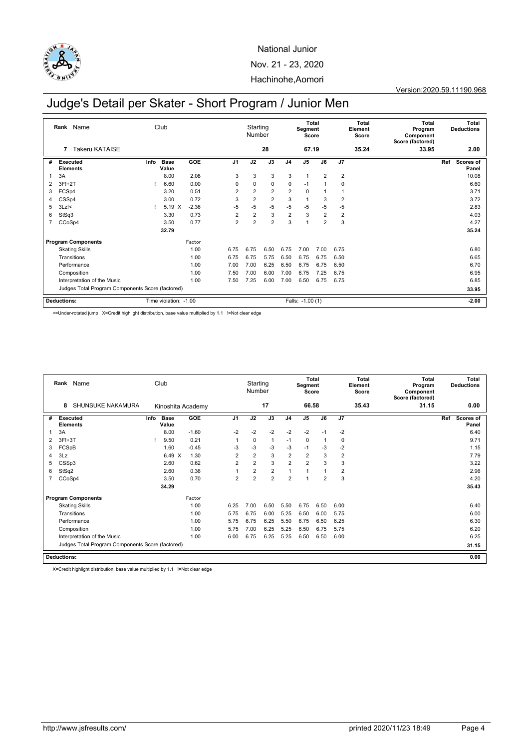National Junior

Nov. 21 - 23, 2020

Hachinohe,Aomori

Version:2020.59.11190.968

# Judge's Detail per Skater - Short Program / Junior Men

| Rank | Name | Club | Starting Number | Total Segment Score | Total Element Score | Total Program Component Score (factored) | Total Deductions |
|---|---|---|---|---|---|---|---|
| 7 | Takeru KATAISE | | 28 | 67.19 | 35.24 | 33.95 | 2.00 |

| # | Executed Elements | Info | Base Value | GOE | J1 | J2 | J3 | J4 | J5 | J6 | J7 | Ref | Scores of Panel |
|---|---|---|---|---|---|---|---|---|---|---|---|---|---|
| 1 | 3A | | 8.00 | 2.08 | 3 | 3 | 3 | 3 | 1 | 2 | 2 | | 10.08 |
| 2 | 3F!+2T | ! | 6.60 | 0.00 | 0 | 0 | 0 | 0 | -1 | 1 | 0 | | 6.60 |
| 3 | FCSp4 | | 3.20 | 0.51 | 2 | 2 | 2 | 2 | 0 | 1 | 1 | | 3.71 |
| 4 | CSSp4 | | 3.00 | 0.72 | 3 | 2 | 2 | 3 | 1 | 3 | 2 | | 3.72 |
| 5 | 3Lz!< | ! | 5.19 X | -2.36 | -5 | -5 | -5 | -5 | -5 | -5 | -5 | | 2.83 |
| 6 | StSq3 | | 3.30 | 0.73 | 2 | 2 | 3 | 2 | 3 | 2 | 2 | | 4.03 |
| 7 | CCoSp4 | | 3.50 | 0.77 | 2 | 2 | 2 | 3 | 1 | 2 | 3 | | 4.27 |
| | | | 32.79 | | | | | | | | | | 35.24 |

| Program Components | Factor | J1 | J2 | J3 | J4 | J5 | J6 | J7 | Scores of Panel |
|---|---|---|---|---|---|---|---|---|---|
| Skating Skills | 1.00 | 6.75 | 6.75 | 6.50 | 6.75 | 7.00 | 7.00 | 6.75 | 6.80 |
| Transitions | 1.00 | 6.75 | 6.75 | 5.75 | 6.50 | 6.75 | 6.75 | 6.50 | 6.65 |
| Performance | 1.00 | 7.00 | 7.00 | 6.25 | 6.50 | 6.75 | 6.75 | 6.50 | 6.70 |
| Composition | 1.00 | 7.50 | 7.00 | 6.00 | 7.00 | 6.75 | 7.25 | 6.75 | 6.95 |
| Interpretation of the Music | 1.00 | 7.50 | 7.25 | 6.00 | 7.00 | 6.50 | 6.75 | 6.75 | 6.85 |
| Judges Total Program Components Score (factored) | | | | | | | | | 33.95 |

**Deductions:** Time violation: -1.00 Falls: -1.00 (1) **-2.00**

<=Under-rotated jump X=Credit highlight distribution, base value multiplied by 1.1 !=Not clear edge

| Rank | Name | Club | Starting Number | Total Segment Score | Total Element Score | Total Program Component Score (factored) | Total Deductions |
|---|---|---|---|---|---|---|---|
| 8 | SHUNSUKE NAKAMURA | Kinoshita Academy | 17 | 66.58 | 35.43 | 31.15 | 0.00 |

| # | Executed Elements | Info | Base Value | GOE | J1 | J2 | J3 | J4 | J5 | J6 | J7 | Ref | Scores of Panel |
|---|---|---|---|---|---|---|---|---|---|---|---|---|---|
| 1 | 3A | | 8.00 | -1.60 | -2 | -2 | -2 | -2 | -2 | -1 | -2 | | 6.40 |
| 2 | 3F!+3T | ! | 9.50 | 0.21 | 1 | 0 | 1 | -1 | 0 | 1 | 0 | | 9.71 |
| 3 | FCSpB | | 1.60 | -0.45 | -3 | -3 | -3 | -3 | -1 | -3 | -2 | | 1.15 |
| 4 | 3Lz | | 6.49 X | 1.30 | 2 | 2 | 3 | 2 | 2 | 3 | 2 | | 7.79 |
| 5 | CSSp3 | | 2.60 | 0.62 | 2 | 2 | 3 | 2 | 2 | 3 | 3 | | 3.22 |
| 6 | StSq2 | | 2.60 | 0.36 | 1 | 2 | 2 | 1 | 1 | 1 | 2 | | 2.96 |
| 7 | CCoSp4 | | 3.50 | 0.70 | 2 | 2 | 2 | 2 | 1 | 2 | 3 | | 4.20 |
| | | | 34.29 | | | | | | | | | | 35.43 |

| Program Components | Factor | J1 | J2 | J3 | J4 | J5 | J6 | J7 | Scores of Panel |
|---|---|---|---|---|---|---|---|---|---|
| Skating Skills | 1.00 | 6.25 | 7.00 | 6.50 | 5.50 | 6.75 | 6.50 | 6.00 | 6.40 |
| Transitions | 1.00 | 5.75 | 6.75 | 6.00 | 5.25 | 6.50 | 6.00 | 5.75 | 6.00 |
| Performance | 1.00 | 5.75 | 6.75 | 6.25 | 5.50 | 6.75 | 6.50 | 6.25 | 6.30 |
| Composition | 1.00 | 5.75 | 7.00 | 6.25 | 5.25 | 6.50 | 6.75 | 5.75 | 6.20 |
| Interpretation of the Music | 1.00 | 6.00 | 6.75 | 6.25 | 5.25 | 6.50 | 6.50 | 6.00 | 6.25 |
| Judges Total Program Components Score (factored) | | | | | | | | | 31.15 |

**Deductions:** **0.00**

X=Credit highlight distribution, base value multiplied by 1.1 !=Not clear edge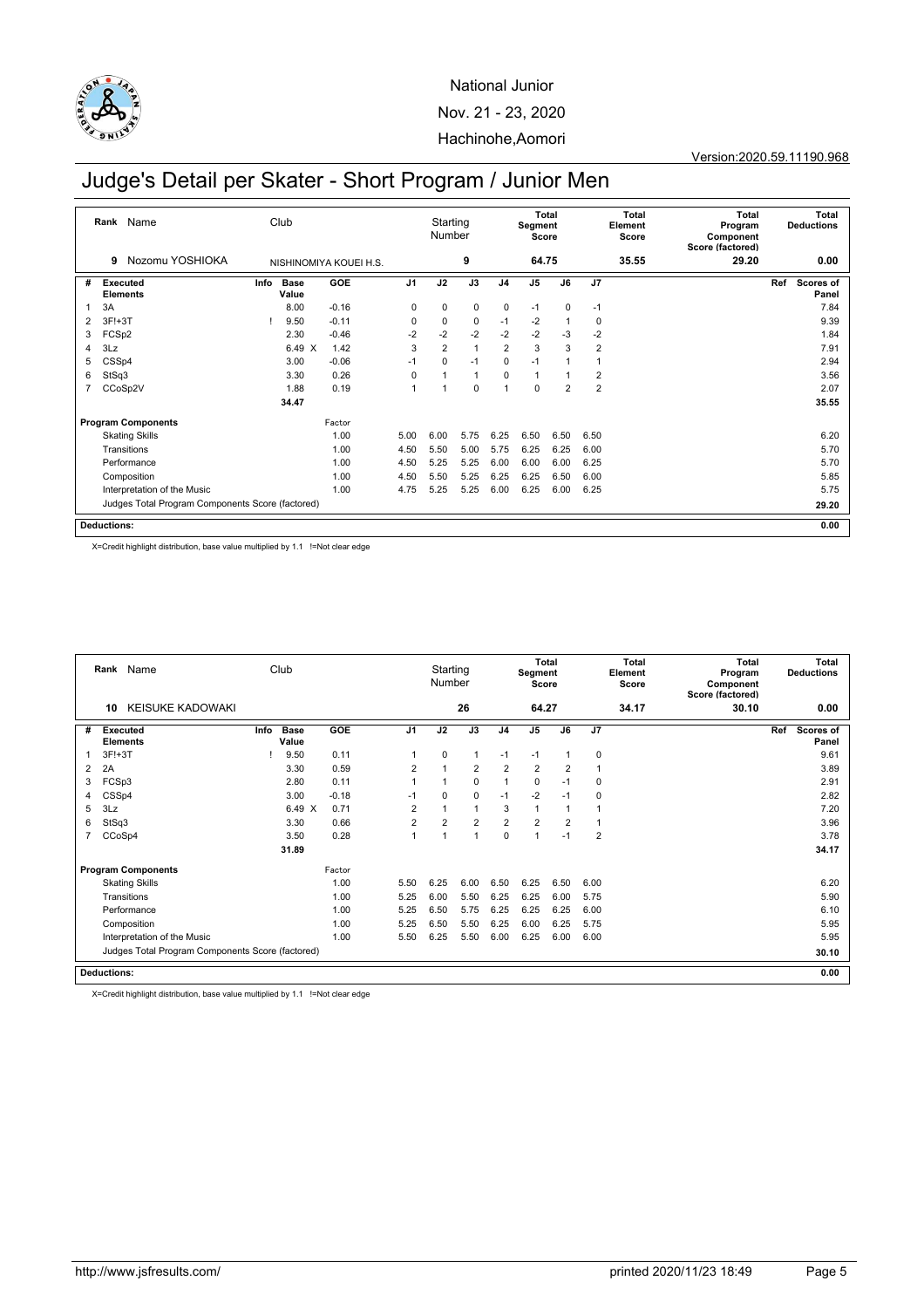National Junior

Nov. 21 - 23, 2020

Hachinohe,Aomori

Version:2020.59.11190.968

# Judge's Detail per Skater - Short Program / Junior Men

| Rank | Name | Club | Starting Number | Total Segment Score | Total Element Score | Total Program Component Score (factored) | Total Deductions |
|---|---|---|---|---|---|---|---|
| 9 | Nozomu YOSHIOKA | NISHINOMIYA KOUEI H.S. | 9 | 64.75 | 35.55 | 29.20 | 0.00 |

| # | Executed Elements | Info | Base Value | | GOE | J1 | J2 | J3 | J4 | J5 | J6 | J7 | Ref | Scores of Panel |
|---|---|---|---|---|---|---|---|---|---|---|---|---|---|---|
| 1 | 3A | | 8.00 | | -0.16 | 0 | 0 | 0 | 0 | -1 | 0 | -1 | | 7.84 |
| 2 | 3F!+3T | ! | 9.50 | | -0.11 | 0 | 0 | 0 | -1 | -2 | 1 | 0 | | 9.39 |
| 3 | FCSp2 | | 2.30 | | -0.46 | -2 | -2 | -2 | -2 | -2 | -3 | -2 | | 1.84 |
| 4 | 3Lz | | 6.49 | X | 1.42 | 3 | 2 | 1 | 2 | 3 | 3 | 2 | | 7.91 |
| 5 | CSSp4 | | 3.00 | | -0.06 | -1 | 0 | -1 | 0 | -1 | 1 | 1 | | 2.94 |
| 6 | StSq3 | | 3.30 | | 0.26 | 0 | 1 | 1 | 0 | 1 | 1 | 2 | | 3.56 |
| 7 | CCoSp2V | | 1.88 | | 0.19 | 1 | 1 | 0 | 1 | 0 | 2 | 2 | | 2.07 |
| | | | 34.47 | | | | | | | | | | | 35.55 |

| Program Components | Factor | J1 | J2 | J3 | J4 | J5 | J6 | J7 | Scores of Panel |
|---|---|---|---|---|---|---|---|---|---|
| Skating Skills | 1.00 | 5.00 | 6.00 | 5.75 | 6.25 | 6.50 | 6.50 | 6.50 | 6.20 |
| Transitions | 1.00 | 4.50 | 5.50 | 5.00 | 5.75 | 6.25 | 6.25 | 6.00 | 5.70 |
| Performance | 1.00 | 4.50 | 5.25 | 5.25 | 6.00 | 6.00 | 6.00 | 6.25 | 5.70 |
| Composition | 1.00 | 4.50 | 5.50 | 5.25 | 6.25 | 6.25 | 6.50 | 6.00 | 5.85 |
| Interpretation of the Music | 1.00 | 4.75 | 5.25 | 5.25 | 6.00 | 6.25 | 6.00 | 6.25 | 5.75 |
| Judges Total Program Components Score (factored) | | | | | | | | | 29.20 |

**Deductions:** 0.00

X=Credit highlight distribution, base value multiplied by 1.1 !=Not clear edge

| Rank | Name | Club | Starting Number | Total Segment Score | Total Element Score | Total Program Component Score (factored) | Total Deductions |
|---|---|---|---|---|---|---|---|
| 10 | KEISUKE KADOWAKI | | 26 | 64.27 | 34.17 | 30.10 | 0.00 |

| # | Executed Elements | Info | Base Value | | GOE | J1 | J2 | J3 | J4 | J5 | J6 | J7 | Ref | Scores of Panel |
|---|---|---|---|---|---|---|---|---|---|---|---|---|---|---|
| 1 | 3F!+3T | ! | 9.50 | | 0.11 | 1 | 0 | 1 | -1 | -1 | 1 | 0 | | 9.61 |
| 2 | 2A | | 3.30 | | 0.59 | 2 | 1 | 2 | 2 | 2 | 2 | 1 | | 3.89 |
| 3 | FCSp3 | | 2.80 | | 0.11 | 1 | 1 | 0 | 1 | 0 | -1 | 0 | | 2.91 |
| 4 | CSSp4 | | 3.00 | | -0.18 | -1 | 0 | 0 | -1 | -2 | -1 | 0 | | 2.82 |
| 5 | 3Lz | | 6.49 | X | 0.71 | 2 | 1 | 1 | 3 | 1 | 1 | 1 | | 7.20 |
| 6 | StSq3 | | 3.30 | | 0.66 | 2 | 2 | 2 | 2 | 2 | 2 | 1 | | 3.96 |
| 7 | CCoSp4 | | 3.50 | | 0.28 | 1 | 1 | 1 | 0 | 1 | -1 | 2 | | 3.78 |
| | | | 31.89 | | | | | | | | | | | 34.17 |

| Program Components | Factor | J1 | J2 | J3 | J4 | J5 | J6 | J7 | Scores of Panel |
|---|---|---|---|---|---|---|---|---|---|
| Skating Skills | 1.00 | 5.50 | 6.25 | 6.00 | 6.50 | 6.25 | 6.50 | 6.00 | 6.20 |
| Transitions | 1.00 | 5.25 | 6.00 | 5.50 | 6.25 | 6.25 | 6.00 | 5.75 | 5.90 |
| Performance | 1.00 | 5.25 | 6.50 | 5.75 | 6.25 | 6.25 | 6.25 | 6.00 | 6.10 |
| Composition | 1.00 | 5.25 | 6.50 | 5.50 | 6.25 | 6.00 | 6.25 | 5.75 | 5.95 |
| Interpretation of the Music | 1.00 | 5.50 | 6.25 | 5.50 | 6.00 | 6.25 | 6.00 | 6.00 | 5.95 |
| Judges Total Program Components Score (factored) | | | | | | | | | 30.10 |

**Deductions:** 0.00

X=Credit highlight distribution, base value multiplied by 1.1 !=Not clear edge

http://www.jsfresults.com/ printed 2020/11/23 18:49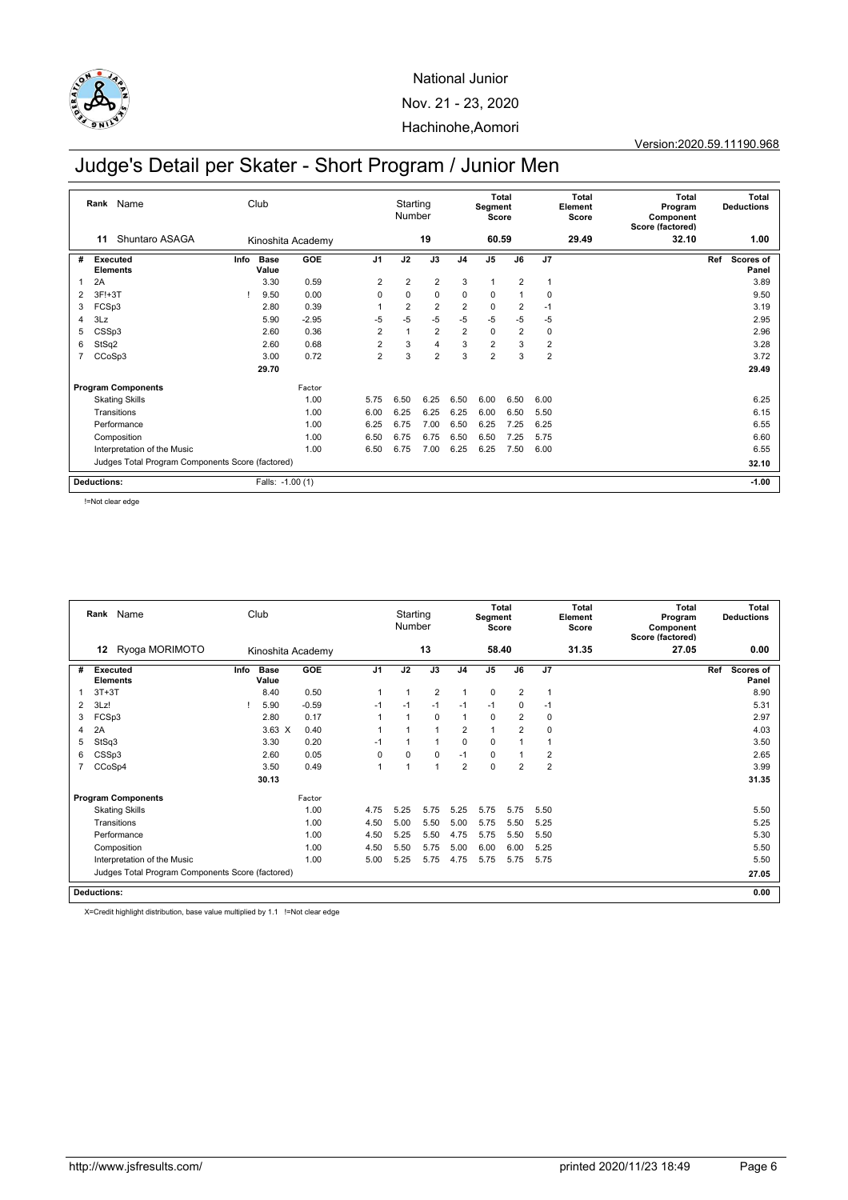National Junior

Nov. 21 - 23, 2020

Hachinohe,Aomori

Version:2020.59.11190.968

# Judge's Detail per Skater - Short Program / Junior Men

| Rank | Name | Club | Starting Number | Total Segment Score | Total Element Score | Total Program Component Score (factored) | Total Deductions |
|---|---|---|---|---|---|---|---|
| 11 | Shuntaro ASAGA | Kinoshita Academy | 19 | 60.59 | 29.49 | 32.10 | 1.00 |

| # | Executed Elements | Info | Base Value | GOE | J1 | J2 | J3 | J4 | J5 | J6 | J7 | Ref | Scores of Panel |
|---|---|---|---|---|---|---|---|---|---|---|---|---|---|
| 1 | 2A | | 3.30 | 0.59 | 2 | 2 | 2 | 3 | 1 | 2 | 1 | | 3.89 |
| 2 | 3F!+3T | ! | 9.50 | 0.00 | 0 | 0 | 0 | 0 | 0 | 1 | 0 | | 9.50 |
| 3 | FCSp3 | | 2.80 | 0.39 | 1 | 2 | 2 | 2 | 0 | 2 | -1 | | 3.19 |
| 4 | 3Lz | | 5.90 | -2.95 | -5 | -5 | -5 | -5 | -5 | -5 | -5 | | 2.95 |
| 5 | CSSp3 | | 2.60 | 0.36 | 2 | 1 | 2 | 2 | 0 | 2 | 0 | | 2.96 |
| 6 | StSq2 | | 2.60 | 0.68 | 2 | 3 | 4 | 3 | 2 | 3 | 2 | | 3.28 |
| 7 | CCoSp3 | | 3.00 | 0.72 | 2 | 3 | 2 | 3 | 2 | 3 | 2 | | 3.72 |
| | | | 29.70 | | | | | | | | | | 29.49 |

| Program Components | Factor | J1 | J2 | J3 | J4 | J5 | J6 | J7 | Scores of Panel |
|---|---|---|---|---|---|---|---|---|---|
| Skating Skills | 1.00 | 5.75 | 6.50 | 6.25 | 6.50 | 6.00 | 6.50 | 6.00 | 6.25 |
| Transitions | 1.00 | 6.00 | 6.25 | 6.25 | 6.25 | 6.00 | 6.50 | 5.50 | 6.15 |
| Performance | 1.00 | 6.25 | 6.75 | 7.00 | 6.50 | 6.25 | 7.25 | 6.25 | 6.55 |
| Composition | 1.00 | 6.50 | 6.75 | 6.75 | 6.50 | 6.50 | 7.25 | 5.75 | 6.60 |
| Interpretation of the Music | 1.00 | 6.50 | 6.75 | 7.00 | 6.25 | 6.25 | 7.50 | 6.00 | 6.55 |
| Judges Total Program Components Score (factored) | | | | | | | | | 32.10 |

| Deductions: | Falls: -1.00 (1) | -1.00 |
|---|---|---|

!=Not clear edge

| Rank | Name | Club | Starting Number | Total Segment Score | Total Element Score | Total Program Component Score (factored) | Total Deductions |
|---|---|---|---|---|---|---|---|
| 12 | Ryoga MORIMOTO | Kinoshita Academy | 13 | 58.40 | 31.35 | 27.05 | 0.00 |

| # | Executed Elements | Info | Base Value | GOE | J1 | J2 | J3 | J4 | J5 | J6 | J7 | Ref | Scores of Panel |
|---|---|---|---|---|---|---|---|---|---|---|---|---|---|
| 1 | 3T+3T | | 8.40 | 0.50 | 1 | 1 | 2 | 1 | 0 | 2 | 1 | | 8.90 |
| 2 | 3Lz! | ! | 5.90 | -0.59 | -1 | -1 | -1 | -1 | -1 | 0 | -1 | | 5.31 |
| 3 | FCSp3 | | 2.80 | 0.17 | 1 | 1 | 0 | 1 | 0 | 2 | 0 | | 2.97 |
| 4 | 2A | | 3.63 X | 0.40 | 1 | 1 | 1 | 2 | 1 | 2 | 0 | | 4.03 |
| 5 | StSq3 | | 3.30 | 0.20 | -1 | 1 | 1 | 0 | 0 | 1 | 1 | | 3.50 |
| 6 | CSSp3 | | 2.60 | 0.05 | 0 | 0 | 0 | -1 | 0 | 1 | 2 | | 2.65 |
| 7 | CCoSp4 | | 3.50 | 0.49 | 1 | 1 | 1 | 2 | 0 | 2 | 2 | | 3.99 |
| | | | 30.13 | | | | | | | | | | 31.35 |

| Program Components | Factor | J1 | J2 | J3 | J4 | J5 | J6 | J7 | Scores of Panel |
|---|---|---|---|---|---|---|---|---|---|
| Skating Skills | 1.00 | 4.75 | 5.25 | 5.75 | 5.25 | 5.75 | 5.75 | 5.50 | 5.50 |
| Transitions | 1.00 | 4.50 | 5.00 | 5.50 | 5.00 | 5.75 | 5.50 | 5.25 | 5.25 |
| Performance | 1.00 | 4.50 | 5.25 | 5.50 | 4.75 | 5.75 | 5.50 | 5.50 | 5.30 |
| Composition | 1.00 | 4.50 | 5.50 | 5.75 | 5.00 | 6.00 | 6.00 | 5.25 | 5.50 |
| Interpretation of the Music | 1.00 | 5.00 | 5.25 | 5.75 | 4.75 | 5.75 | 5.75 | 5.75 | 5.50 |
| Judges Total Program Components Score (factored) | | | | | | | | | 27.05 |

| Deductions: | | 0.00 |
|---|---|---|

X=Credit highlight distribution, base value multiplied by 1.1 !=Not clear edge

http://www.jsfresults.com/ printed 2020/11/23 18:49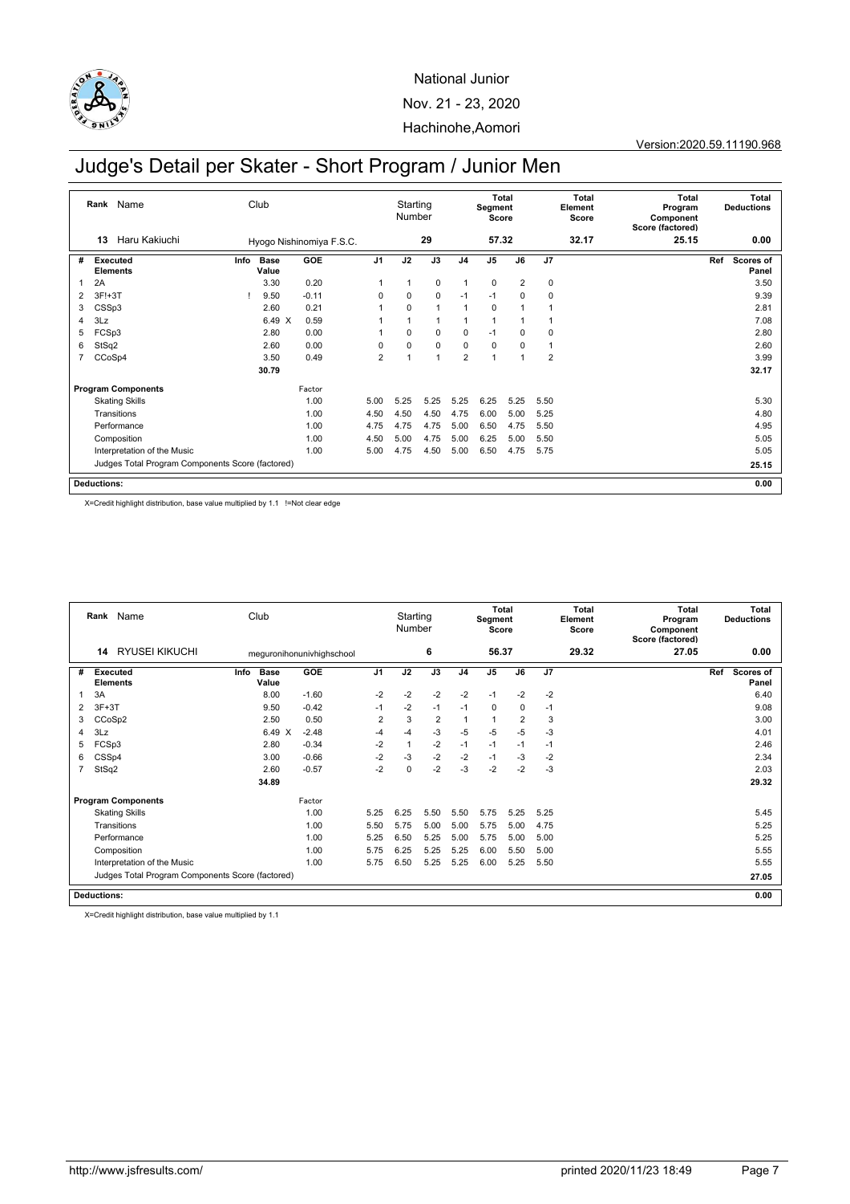National Junior

Nov. 21 - 23, 2020

Hachinohe,Aomori

Version:2020.59.11190.968

# Judge's Detail per Skater - Short Program / Junior Men

| Rank | Name | Club | Starting Number | Total Segment Score | Total Element Score | Total Program Component Score (factored) | Total Deductions |
|---|---|---|---|---|---|---|---|
| 13 | Haru Kakiuchi | Hyogo Nishinomiya F.S.C. | 29 | 57.32 | 32.17 | 25.15 | 0.00 |

| # | Executed Elements | Info | Base Value | GOE | J1 | J2 | J3 | J4 | J5 | J6 | J7 | Ref | Scores of Panel |
|---|---|---|---|---|---|---|---|---|---|---|---|---|---|
| 1 | 2A | | 3.30 | 0.20 | 1 | 1 | 0 | 1 | 0 | 2 | 0 | | 3.50 |
| 2 | 3F!+3T | ! | 9.50 | -0.11 | 0 | 0 | 0 | -1 | -1 | 0 | 0 | | 9.39 |
| 3 | CSSp3 | | 2.60 | 0.21 | 1 | 0 | 1 | 1 | 0 | 1 | 1 | | 2.81 |
| 4 | 3Lz | | 6.49 X | 0.59 | 1 | 1 | 1 | 1 | 1 | 1 | 1 | | 7.08 |
| 5 | FCSp3 | | 2.80 | 0.00 | 1 | 0 | 0 | 0 | -1 | 0 | 0 | | 2.80 |
| 6 | StSq2 | | 2.60 | 0.00 | 0 | 0 | 0 | 0 | 0 | 0 | 1 | | 2.60 |
| 7 | CCoSp4 | | 3.50 | 0.49 | 2 | 1 | 1 | 2 | 1 | 1 | 2 | | 3.99 |
| | | | 30.79 | | | | | | | | | | 32.17 |
| | **Program Components** | | | Factor | | | | | | | | | |
| | Skating Skills | | | 1.00 | 5.00 | 5.25 | 5.25 | 5.25 | 6.25 | 5.25 | 5.50 | | 5.30 |
| | Transitions | | | 1.00 | 4.50 | 4.50 | 4.50 | 4.75 | 6.00 | 5.00 | 5.25 | | 4.80 |
| | Performance | | | 1.00 | 4.75 | 4.75 | 4.75 | 5.00 | 6.50 | 4.75 | 5.50 | | 4.95 |
| | Composition | | | 1.00 | 4.50 | 5.00 | 4.75 | 5.00 | 6.25 | 5.00 | 5.50 | | 5.05 |
| | Interpretation of the Music | | | 1.00 | 5.00 | 4.75 | 4.50 | 5.00 | 6.50 | 4.75 | 5.75 | | 5.05 |
| | Judges Total Program Components Score (factored) | | | | | | | | | | | | 25.15 |
| | **Deductions:** | | | | | | | | | | | | 0.00 |

X=Credit highlight distribution, base value multiplied by 1.1 !=Not clear edge

| Rank | Name | Club | Starting Number | Total Segment Score | Total Element Score | Total Program Component Score (factored) | Total Deductions |
|---|---|---|---|---|---|---|---|
| 14 | RYUSEI KIKUCHI | meguronihonunivhighschool | 6 | 56.37 | 29.32 | 27.05 | 0.00 |

| # | Executed Elements | Info | Base Value | GOE | J1 | J2 | J3 | J4 | J5 | J6 | J7 | Ref | Scores of Panel |
|---|---|---|---|---|---|---|---|---|---|---|---|---|---|
| 1 | 3A | | 8.00 | -1.60 | -2 | -2 | -2 | -2 | -1 | -2 | -2 | | 6.40 |
| 2 | 3F+3T | | 9.50 | -0.42 | -1 | -2 | -1 | -1 | 0 | 0 | -1 | | 9.08 |
| 3 | CCoSp2 | | 2.50 | 0.50 | 2 | 3 | 2 | 1 | 1 | 2 | 3 | | 3.00 |
| 4 | 3Lz | | 6.49 X | -2.48 | -4 | -4 | -3 | -5 | -5 | -5 | -3 | | 4.01 |
| 5 | FCSp3 | | 2.80 | -0.34 | -2 | 1 | -2 | -1 | -1 | -1 | -1 | | 2.46 |
| 6 | CSSp4 | | 3.00 | -0.66 | -2 | -3 | -2 | -2 | -1 | -3 | -2 | | 2.34 |
| 7 | StSq2 | | 2.60 | -0.57 | -2 | 0 | -2 | -3 | -2 | -2 | -3 | | 2.03 |
| | | | 34.89 | | | | | | | | | | 29.32 |
| | **Program Components** | | | Factor | | | | | | | | | |
| | Skating Skills | | | 1.00 | 5.25 | 6.25 | 5.50 | 5.50 | 5.75 | 5.25 | 5.25 | | 5.45 |
| | Transitions | | | 1.00 | 5.50 | 5.75 | 5.00 | 5.00 | 5.75 | 5.00 | 4.75 | | 5.25 |
| | Performance | | | 1.00 | 5.25 | 6.50 | 5.25 | 5.00 | 5.75 | 5.00 | 5.00 | | 5.25 |
| | Composition | | | 1.00 | 5.75 | 6.25 | 5.25 | 5.25 | 6.00 | 5.50 | 5.00 | | 5.55 |
| | Interpretation of the Music | | | 1.00 | 5.75 | 6.50 | 5.25 | 5.25 | 6.00 | 5.25 | 5.50 | | 5.55 |
| | Judges Total Program Components Score (factored) | | | | | | | | | | | | 27.05 |
| | **Deductions:** | | | | | | | | | | | | 0.00 |

X=Credit highlight distribution, base value multiplied by 1.1

http://www.jsfresults.com/ printed 2020/11/23 18:49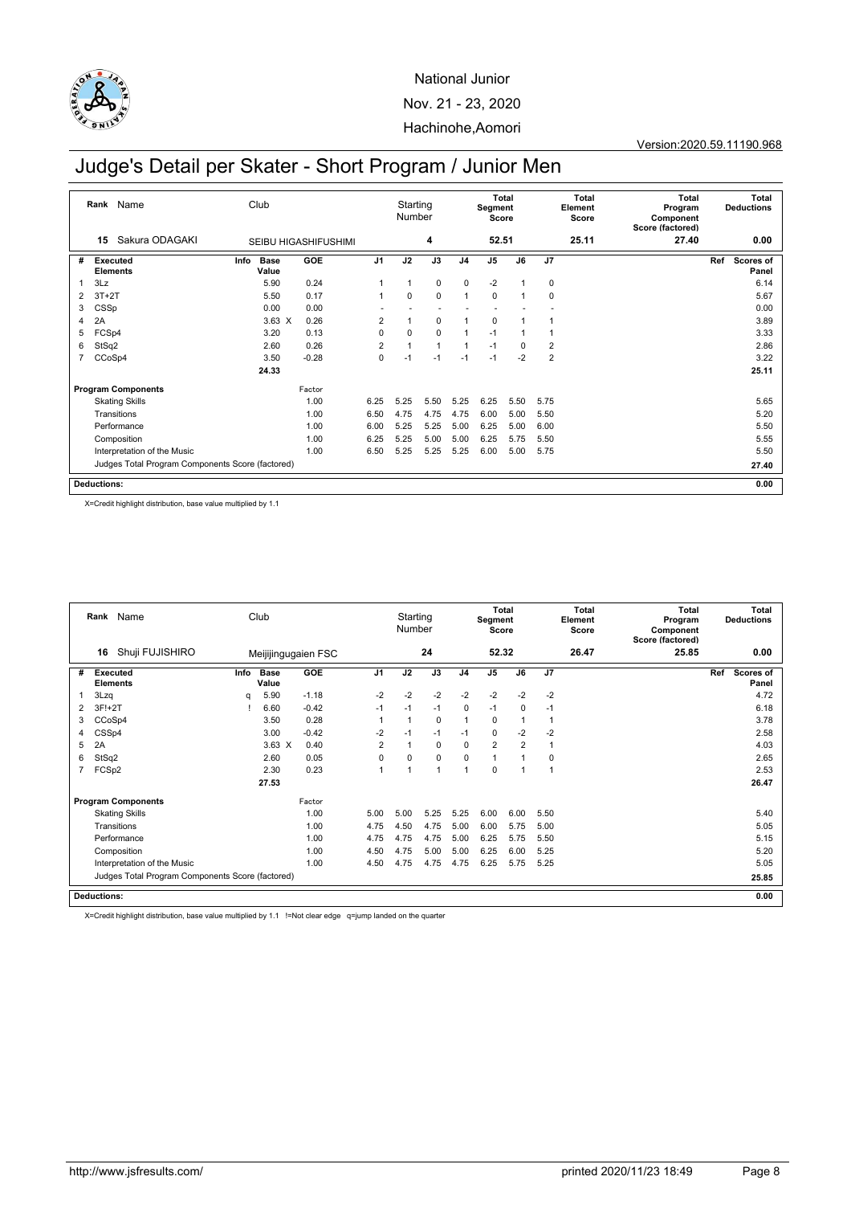National Junior

Nov. 21 - 23, 2020

Hachinohe,Aomori

Version:2020.59.11190.968

# Judge's Detail per Skater - Short Program / Junior Men

| Rank | Name | Club | Starting Number | Total Segment Score | Total Element Score | Total Program Component Score (factored) | Total Deductions |
|---|---|---|---|---|---|---|---|
| 15 | Sakura ODAGAKI | SEIBU HIGASHIFUSHIMI | 4 | 52.51 | 25.11 | 27.40 | 0.00 |

| # | Executed Elements | Info | Base Value | | GOE | J1 | J2 | J3 | J4 | J5 | J6 | J7 | Ref | Scores of Panel |
|---|---|---|---|---|---|---|---|---|---|---|---|---|---|---|
| 1 | 3Lz | | 5.90 | | 0.24 | 1 | 1 | 0 | 0 | -2 | 1 | 0 | | 6.14 |
| 2 | 3T+2T | | 5.50 | | 0.17 | 1 | 0 | 0 | 1 | 0 | 1 | 0 | | 5.67 |
| 3 | CSSp | | 0.00 | | 0.00 | - | - | - | - | - | - | - | | 0.00 |
| 4 | 2A | | 3.63 | X | 0.26 | 2 | 1 | 0 | 1 | 0 | 1 | 1 | | 3.89 |
| 5 | FCSp4 | | 3.20 | | 0.13 | 0 | 0 | 0 | 1 | -1 | 1 | 1 | | 3.33 |
| 6 | StSq2 | | 2.60 | | 0.26 | 2 | 1 | 1 | 1 | -1 | 0 | 2 | | 2.86 |
| 7 | CCoSp4 | | 3.50 | | -0.28 | 0 | -1 | -1 | -1 | -1 | -2 | 2 | | 3.22 |
| | | | 24.33 | | | | | | | | | | | 25.11 |

| Program Components | Factor | J1 | J2 | J3 | J4 | J5 | J6 | J7 | Scores of Panel |
|---|---|---|---|---|---|---|---|---|---|
| Skating Skills | 1.00 | 6.25 | 5.25 | 5.50 | 5.25 | 6.25 | 5.50 | 5.75 | 5.65 |
| Transitions | 1.00 | 6.50 | 4.75 | 4.75 | 4.75 | 6.00 | 5.00 | 5.50 | 5.20 |
| Performance | 1.00 | 6.00 | 5.25 | 5.25 | 5.00 | 6.25 | 5.00 | 6.00 | 5.50 |
| Composition | 1.00 | 6.25 | 5.25 | 5.00 | 5.00 | 6.25 | 5.75 | 5.50 | 5.55 |
| Interpretation of the Music | 1.00 | 6.50 | 5.25 | 5.25 | 5.25 | 6.00 | 5.00 | 5.75 | 5.50 |
| Judges Total Program Components Score (factored) | | | | | | | | | 27.40 |

**Deductions:** 0.00

X=Credit highlight distribution, base value multiplied by 1.1

| Rank | Name | Club | Starting Number | Total Segment Score | Total Element Score | Total Program Component Score (factored) | Total Deductions |
|---|---|---|---|---|---|---|---|
| 16 | Shuji FUJISHIRO | Meijijingugaien FSC | 24 | 52.32 | 26.47 | 25.85 | 0.00 |

| # | Executed Elements | Info | Base Value | | GOE | J1 | J2 | J3 | J4 | J5 | J6 | J7 | Ref | Scores of Panel |
|---|---|---|---|---|---|---|---|---|---|---|---|---|---|---|
| 1 | 3Lzq | q | 5.90 | | -1.18 | -2 | -2 | -2 | -2 | -2 | -2 | -2 | | 4.72 |
| 2 | 3F!+2T | ! | 6.60 | | -0.42 | -1 | -1 | -1 | 0 | -1 | 0 | -1 | | 6.18 |
| 3 | CCoSp4 | | 3.50 | | 0.28 | 1 | 1 | 0 | 1 | 0 | 1 | 1 | | 3.78 |
| 4 | CSSp4 | | 3.00 | | -0.42 | -2 | -1 | -1 | -1 | 0 | -2 | -2 | | 2.58 |
| 5 | 2A | | 3.63 | X | 0.40 | 2 | 1 | 0 | 0 | 2 | 2 | 1 | | 4.03 |
| 6 | StSq2 | | 2.60 | | 0.05 | 0 | 0 | 0 | 0 | 1 | 1 | 0 | | 2.65 |
| 7 | FCSp2 | | 2.30 | | 0.23 | 1 | 1 | 1 | 1 | 0 | 1 | 1 | | 2.53 |
| | | | 27.53 | | | | | | | | | | | 26.47 |

| Program Components | Factor | J1 | J2 | J3 | J4 | J5 | J6 | J7 | Scores of Panel |
|---|---|---|---|---|---|---|---|---|---|
| Skating Skills | 1.00 | 5.00 | 5.00 | 5.25 | 5.25 | 6.00 | 6.00 | 5.50 | 5.40 |
| Transitions | 1.00 | 4.75 | 4.50 | 4.75 | 5.00 | 6.00 | 5.75 | 5.00 | 5.05 |
| Performance | 1.00 | 4.75 | 4.75 | 4.75 | 5.00 | 6.25 | 5.75 | 5.50 | 5.15 |
| Composition | 1.00 | 4.50 | 4.75 | 5.00 | 5.00 | 6.25 | 6.00 | 5.25 | 5.20 |
| Interpretation of the Music | 1.00 | 4.50 | 4.75 | 4.75 | 4.75 | 6.25 | 5.75 | 5.25 | 5.05 |
| Judges Total Program Components Score (factored) | | | | | | | | | 25.85 |

**Deductions:** 0.00

X=Credit highlight distribution, base value multiplied by 1.1 !=Not clear edge q=jump landed on the quarter

http://www.jsfresults.com/ printed 2020/11/23 18:49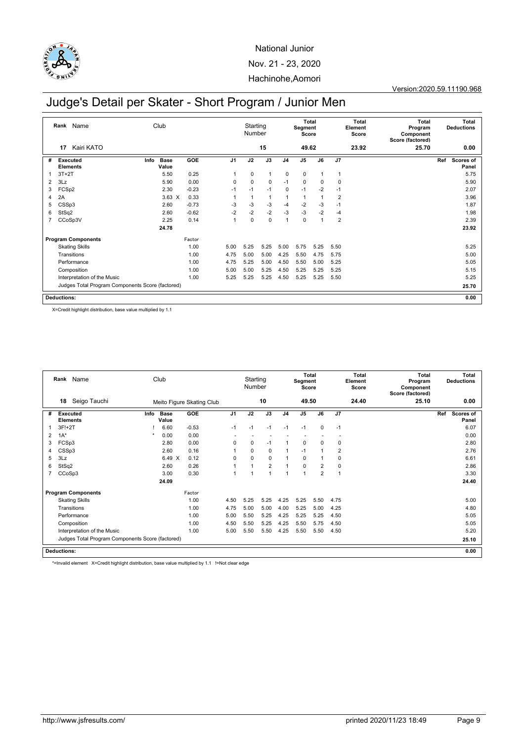National Junior

Nov. 21 - 23, 2020

Hachinohe,Aomori

Version:2020.59.11190.968

# Judge's Detail per Skater - Short Program / Junior Men

| Rank | Name | Club | Starting Number | Total Segment Score | Total Element Score | Total Program Component Score (factored) | Total Deductions |
|---|---|---|---|---|---|---|---|
| 17 | Kairi KATO | | 15 | 49.62 | 23.92 | 25.70 | 0.00 |

| # | Executed Elements | Info | Base Value | | GOE | J1 | J2 | J3 | J4 | J5 | J6 | J7 | Ref | Scores of Panel |
|---|---|---|---|---|---|---|---|---|---|---|---|---|---|---|
| 1 | 3T+2T | | 5.50 | | 0.25 | 1 | 0 | 1 | 0 | 0 | 1 | 1 | | 5.75 |
| 2 | 3Lz | | 5.90 | | 0.00 | 0 | 0 | 0 | -1 | 0 | 0 | 0 | | 5.90 |
| 3 | FCSp2 | | 2.30 | | -0.23 | -1 | -1 | -1 | 0 | -1 | -2 | -1 | | 2.07 |
| 4 | 2A | | 3.63 | X | 0.33 | 1 | 1 | 1 | 1 | 1 | 1 | 2 | | 3.96 |
| 5 | CSSp3 | | 2.60 | | -0.73 | -3 | -3 | -3 | -4 | -2 | -3 | -1 | | 1.87 |
| 6 | StSq2 | | 2.60 | | -0.62 | -2 | -2 | -2 | -3 | -3 | -2 | -4 | | 1.98 |
| 7 | CCoSp3V | | 2.25 | | 0.14 | 1 | 0 | 0 | 1 | 0 | 1 | 2 | | 2.39 |
| | | | 24.78 | | | | | | | | | | | 23.92 |
| | **Program Components** | | | | Factor | | | | | | | | | |
| | Skating Skills | | | | 1.00 | 5.00 | 5.25 | 5.25 | 5.00 | 5.75 | 5.25 | 5.50 | | 5.25 |
| | Transitions | | | | 1.00 | 4.75 | 5.00 | 5.00 | 4.25 | 5.50 | 4.75 | 5.75 | | 5.00 |
| | Performance | | | | 1.00 | 4.75 | 5.25 | 5.00 | 4.50 | 5.50 | 5.00 | 5.25 | | 5.05 |
| | Composition | | | | 1.00 | 5.00 | 5.00 | 5.25 | 4.50 | 5.25 | 5.25 | 5.25 | | 5.15 |
| | Interpretation of the Music | | | | 1.00 | 5.25 | 5.25 | 5.25 | 4.50 | 5.25 | 5.25 | 5.50 | | 5.25 |
| | Judges Total Program Components Score (factored) | | | | | | | | | | | | | 25.70 |
| | **Deductions:** | | | | | | | | | | | | | 0.00 |

X=Credit highlight distribution, base value multiplied by 1.1

| Rank | Name | Club | Starting Number | Total Segment Score | Total Element Score | Total Program Component Score (factored) | Total Deductions |
|---|---|---|---|---|---|---|---|
| 18 | Seigo Tauchi | Meito Figure Skating Club | 10 | 49.50 | 24.40 | 25.10 | 0.00 |

| # | Executed Elements | Info | Base Value | | GOE | J1 | J2 | J3 | J4 | J5 | J6 | J7 | Ref | Scores of Panel |
|---|---|---|---|---|---|---|---|---|---|---|---|---|---|---|
| 1 | 3F!+2T | ! | 6.60 | | -0.53 | -1 | -1 | -1 | -1 | -1 | 0 | -1 | | 6.07 |
| 2 | 1A* | * | 0.00 | | 0.00 | - | - | - | - | - | - | - | | 0.00 |
| 3 | FCSp3 | | 2.80 | | 0.00 | 0 | 0 | -1 | 1 | 0 | 0 | 0 | | 2.80 |
| 4 | CSSp3 | | 2.60 | | 0.16 | 1 | 0 | 0 | 1 | -1 | 1 | 2 | | 2.76 |
| 5 | 3Lz | | 6.49 | X | 0.12 | 0 | 0 | 0 | 1 | 0 | 1 | 0 | | 6.61 |
| 6 | StSq2 | | 2.60 | | 0.26 | 1 | 1 | 2 | 1 | 0 | 2 | 0 | | 2.86 |
| 7 | CCoSp3 | | 3.00 | | 0.30 | 1 | 1 | 1 | 1 | 1 | 2 | 1 | | 3.30 |
| | | | 24.09 | | | | | | | | | | | 24.40 |
| | **Program Components** | | | | Factor | | | | | | | | | |
| | Skating Skills | | | | 1.00 | 4.50 | 5.25 | 5.25 | 4.25 | 5.25 | 5.50 | 4.75 | | 5.00 |
| | Transitions | | | | 1.00 | 4.75 | 5.00 | 5.00 | 4.00 | 5.25 | 5.00 | 4.25 | | 4.80 |
| | Performance | | | | 1.00 | 5.00 | 5.50 | 5.25 | 4.25 | 5.25 | 5.25 | 4.50 | | 5.05 |
| | Composition | | | | 1.00 | 4.50 | 5.50 | 5.25 | 4.25 | 5.50 | 5.75 | 4.50 | | 5.05 |
| | Interpretation of the Music | | | | 1.00 | 5.00 | 5.50 | 5.50 | 4.25 | 5.50 | 5.50 | 4.50 | | 5.20 |
| | Judges Total Program Components Score (factored) | | | | | | | | | | | | | 25.10 |
| | **Deductions:** | | | | | | | | | | | | | 0.00 |

*=Invalid element X=Credit highlight distribution, base value multiplied by 1.1 !=Not clear edge

http://www.jsfresults.com/ printed 2020/11/23 18:49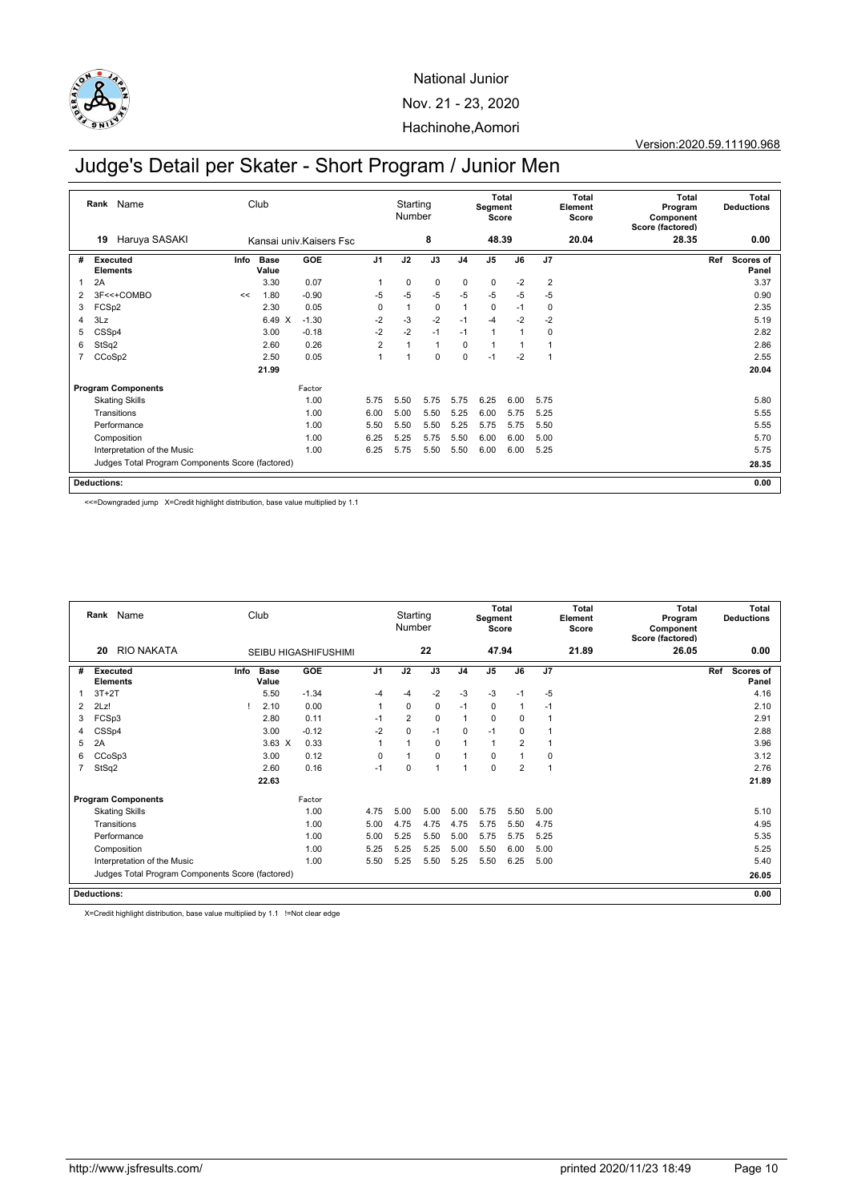National Junior

Nov. 21 - 23, 2020

Hachinohe,Aomori

Version:2020.59.11190.968

# Judge's Detail per Skater - Short Program / Junior Men

| Rank | Name | Club | Starting Number | Total Segment Score | Total Element Score | Total Program Component Score (factored) | Total Deductions |
|---|---|---|---|---|---|---|---|
| 19 | Haruya SASAKI | Kansai univ.Kaisers Fsc | 8 | 48.39 | 20.04 | 28.35 | 0.00 |

| # | Executed Elements | Info | Base Value | | GOE | J1 | J2 | J3 | J4 | J5 | J6 | J7 | Ref | Scores of Panel |
|---|---|---|---|---|---|---|---|---|---|---|---|---|---|---|
| 1 | 2A | | 3.30 | | 0.07 | 1 | 0 | 0 | 0 | 0 | -2 | 2 | | 3.37 |
| 2 | 3F<<+COMBO | << | 1.80 | | -0.90 | -5 | -5 | -5 | -5 | -5 | -5 | -5 | | 0.90 |
| 3 | FCSp2 | | 2.30 | | 0.05 | 0 | 1 | 0 | 1 | 0 | -1 | 0 | | 2.35 |
| 4 | 3Lz | | 6.49 | X | -1.30 | -2 | -3 | -2 | -1 | -4 | -2 | -2 | | 5.19 |
| 5 | CSSp4 | | 3.00 | | -0.18 | -2 | -2 | -1 | -1 | 1 | 1 | 0 | | 2.82 |
| 6 | StSq2 | | 2.60 | | 0.26 | 2 | 1 | 1 | 0 | 1 | 1 | 1 | | 2.86 |
| 7 | CCoSp2 | | 2.50 | | 0.05 | 1 | 1 | 0 | 0 | -1 | -2 | 1 | | 2.55 |
| | | | 21.99 | | | | | | | | | | | 20.04 |

| Program Components | Factor | J1 | J2 | J3 | J4 | J5 | J6 | J7 | Scores of Panel |
|---|---|---|---|---|---|---|---|---|---|
| Skating Skills | 1.00 | 5.75 | 5.50 | 5.75 | 5.75 | 6.25 | 6.00 | 5.75 | 5.80 |
| Transitions | 1.00 | 6.00 | 5.00 | 5.50 | 5.25 | 6.00 | 5.75 | 5.25 | 5.55 |
| Performance | 1.00 | 5.50 | 5.50 | 5.50 | 5.25 | 5.75 | 5.75 | 5.50 | 5.55 |
| Composition | 1.00 | 6.25 | 5.25 | 5.75 | 5.50 | 6.00 | 6.00 | 5.00 | 5.70 |
| Interpretation of the Music | 1.00 | 6.25 | 5.75 | 5.50 | 5.50 | 6.00 | 6.00 | 5.25 | 5.75 |
| Judges Total Program Components Score (factored) | | | | | | | | | 28.35 |

**Deductions:** 0.00

<<=Downgraded jump X=Credit highlight distribution, base value multiplied by 1.1

| Rank | Name | Club | Starting Number | Total Segment Score | Total Element Score | Total Program Component Score (factored) | Total Deductions |
|---|---|---|---|---|---|---|---|
| 20 | RIO NAKATA | SEIBU HIGASHIFUSHIMI | 22 | 47.94 | 21.89 | 26.05 | 0.00 |

| # | Executed Elements | Info | Base Value | | GOE | J1 | J2 | J3 | J4 | J5 | J6 | J7 | Ref | Scores of Panel |
|---|---|---|---|---|---|---|---|---|---|---|---|---|---|---|
| 1 | 3T+2T | | 5.50 | | -1.34 | -4 | -4 | -2 | -3 | -3 | -1 | -5 | | 4.16 |
| 2 | 2Lz! | ! | 2.10 | | 0.00 | 1 | 0 | 0 | -1 | 0 | 1 | -1 | | 2.10 |
| 3 | FCSp3 | | 2.80 | | 0.11 | -1 | 2 | 0 | 1 | 0 | 0 | 1 | | 2.91 |
| 4 | CSSp4 | | 3.00 | | -0.12 | -2 | 0 | -1 | 0 | -1 | 0 | 1 | | 2.88 |
| 5 | 2A | | 3.63 | X | 0.33 | 1 | 1 | 0 | 1 | 1 | 2 | 1 | | 3.96 |
| 6 | CCoSp3 | | 3.00 | | 0.12 | 0 | 1 | 0 | 1 | 0 | 1 | 0 | | 3.12 |
| 7 | StSq2 | | 2.60 | | 0.16 | -1 | 0 | 1 | 1 | 0 | 2 | 1 | | 2.76 |
| | | | 22.63 | | | | | | | | | | | 21.89 |

| Program Components | Factor | J1 | J2 | J3 | J4 | J5 | J6 | J7 | Scores of Panel |
|---|---|---|---|---|---|---|---|---|---|
| Skating Skills | 1.00 | 4.75 | 5.00 | 5.00 | 5.00 | 5.75 | 5.50 | 5.00 | 5.10 |
| Transitions | 1.00 | 5.00 | 4.75 | 4.75 | 4.75 | 5.75 | 5.50 | 4.75 | 4.95 |
| Performance | 1.00 | 5.00 | 5.25 | 5.50 | 5.00 | 5.75 | 5.75 | 5.25 | 5.35 |
| Composition | 1.00 | 5.25 | 5.25 | 5.25 | 5.00 | 5.50 | 6.00 | 5.00 | 5.25 |
| Interpretation of the Music | 1.00 | 5.50 | 5.25 | 5.50 | 5.25 | 5.50 | 6.25 | 5.00 | 5.40 |
| Judges Total Program Components Score (factored) | | | | | | | | | 26.05 |

**Deductions:** 0.00

X=Credit highlight distribution, base value multiplied by 1.1 !=Not clear edge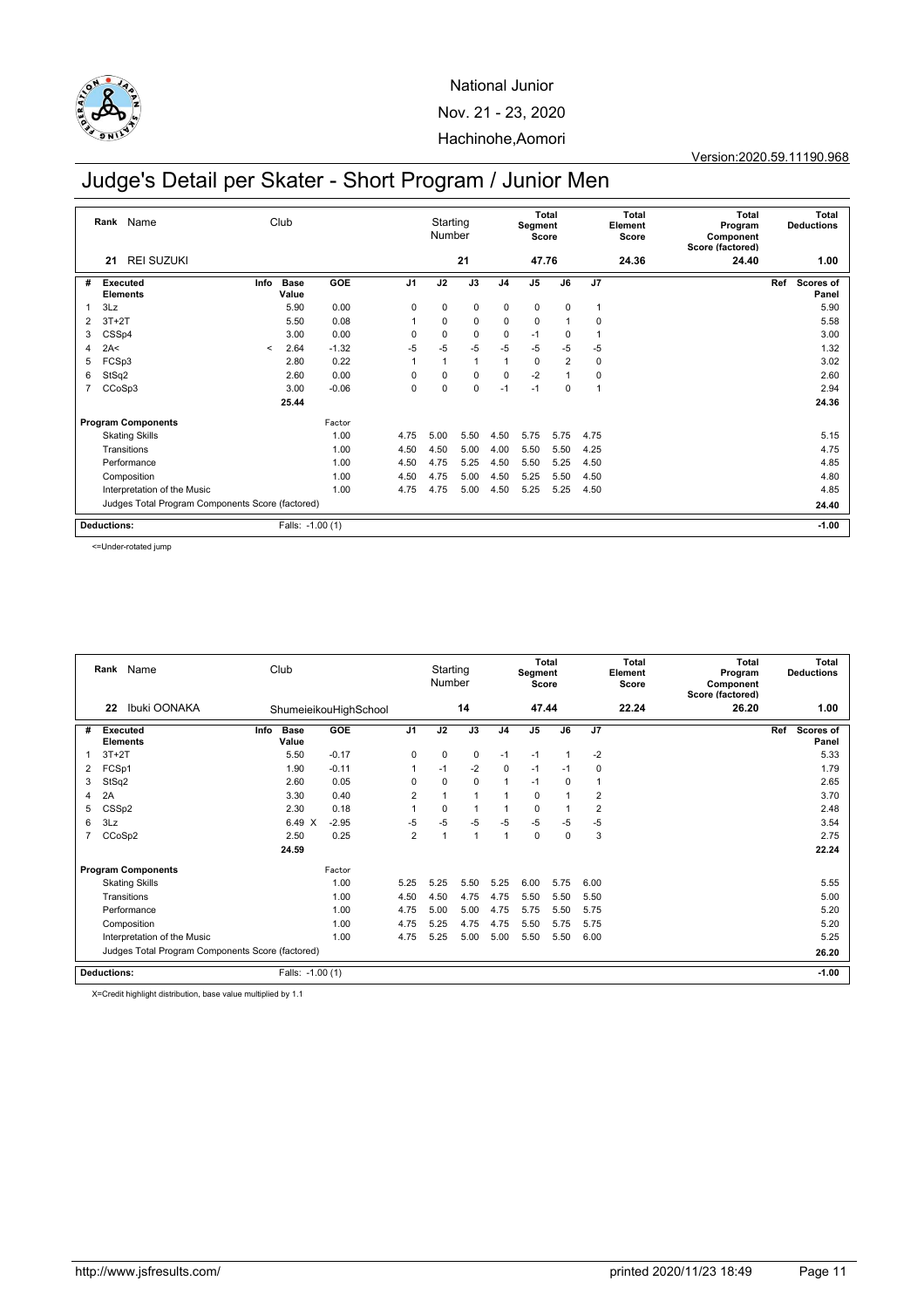National Junior
Nov. 21 - 23, 2020
Hachinohe,Aomori

Version:2020.59.11190.968

# Judge's Detail per Skater - Short Program / Junior Men

| Rank | Name | Club | Starting Number | Total Segment Score | Total Element Score | Total Program Component Score (factored) | Total Deductions |
|---|---|---|---|---|---|---|---|
| 21 | REI SUZUKI | | 21 | 47.76 | 24.36 | 24.40 | 1.00 |

| # | Executed Elements | Info | Base Value | GOE | J1 | J2 | J3 | J4 | J5 | J6 | J7 | Ref | Scores of Panel |
|---|---|---|---|---|---|---|---|---|---|---|---|---|---|
| 1 | 3Lz | | 5.90 | 0.00 | 0 | 0 | 0 | 0 | 0 | 0 | 1 | | 5.90 |
| 2 | 3T+2T | | 5.50 | 0.08 | 1 | 0 | 0 | 0 | 0 | 1 | 0 | | 5.58 |
| 3 | CSSp4 | | 3.00 | 0.00 | 0 | 0 | 0 | 0 | -1 | 0 | 1 | | 3.00 |
| 4 | 2A< | < | 2.64 | -1.32 | -5 | -5 | -5 | -5 | -5 | -5 | -5 | | 1.32 |
| 5 | FCSp3 | | 2.80 | 0.22 | 1 | 1 | 1 | 1 | 0 | 2 | 0 | | 3.02 |
| 6 | StSq2 | | 2.60 | 0.00 | 0 | 0 | 0 | 0 | -2 | 1 | 0 | | 2.60 |
| 7 | CCoSp3 | | 3.00 | -0.06 | 0 | 0 | 0 | -1 | -1 | 0 | 1 | | 2.94 |
| | | | 25.44 | | | | | | | | | | 24.36 |

| Program Components | Factor | J1 | J2 | J3 | J4 | J5 | J6 | J7 | Scores of Panel |
|---|---|---|---|---|---|---|---|---|---|
| Skating Skills | 1.00 | 4.75 | 5.00 | 5.50 | 4.50 | 5.75 | 5.75 | 4.75 | 5.15 |
| Transitions | 1.00 | 4.50 | 4.50 | 5.00 | 4.00 | 5.50 | 5.50 | 4.25 | 4.75 |
| Performance | 1.00 | 4.50 | 4.75 | 5.25 | 4.50 | 5.50 | 5.25 | 4.50 | 4.85 |
| Composition | 1.00 | 4.50 | 4.75 | 5.00 | 4.50 | 5.25 | 5.50 | 4.50 | 4.80 |
| Interpretation of the Music | 1.00 | 4.75 | 4.75 | 5.00 | 4.50 | 5.25 | 5.25 | 4.50 | 4.85 |
| Judges Total Program Components Score (factored) | | | | | | | | | 24.40 |

| Deductions: | Falls: -1.00 (1) | -1.00 |
|---|---|---|

<=Under-rotated jump

| Rank | Name | Club | Starting Number | Total Segment Score | Total Element Score | Total Program Component Score (factored) | Total Deductions |
|---|---|---|---|---|---|---|---|
| 22 | Ibuki OONAKA | ShumeieikouHighSchool | 14 | 47.44 | 22.24 | 26.20 | 1.00 |

| # | Executed Elements | Info | Base Value | GOE | J1 | J2 | J3 | J4 | J5 | J6 | J7 | Ref | Scores of Panel |
|---|---|---|---|---|---|---|---|---|---|---|---|---|---|
| 1 | 3T+2T | | 5.50 | -0.17 | 0 | 0 | 0 | -1 | -1 | 1 | -2 | | 5.33 |
| 2 | FCSp1 | | 1.90 | -0.11 | 1 | -1 | -2 | 0 | -1 | -1 | 0 | | 1.79 |
| 3 | StSq2 | | 2.60 | 0.05 | 0 | 0 | 0 | 1 | -1 | 0 | 1 | | 2.65 |
| 4 | 2A | | 3.30 | 0.40 | 2 | 1 | 1 | 1 | 0 | 1 | 2 | | 3.70 |
| 5 | CSSp2 | | 2.30 | 0.18 | 1 | 0 | 1 | 1 | 0 | 1 | 2 | | 2.48 |
| 6 | 3Lz | | 6.49 X | -2.95 | -5 | -5 | -5 | -5 | -5 | -5 | -5 | | 3.54 |
| 7 | CCoSp2 | | 2.50 | 0.25 | 2 | 1 | 1 | 1 | 0 | 0 | 3 | | 2.75 |
| | | | 24.59 | | | | | | | | | | 22.24 |

| Program Components | Factor | J1 | J2 | J3 | J4 | J5 | J6 | J7 | Scores of Panel |
|---|---|---|---|---|---|---|---|---|---|
| Skating Skills | 1.00 | 5.25 | 5.25 | 5.50 | 5.25 | 6.00 | 5.75 | 6.00 | 5.55 |
| Transitions | 1.00 | 4.50 | 4.50 | 4.75 | 4.75 | 5.50 | 5.50 | 5.50 | 5.00 |
| Performance | 1.00 | 4.75 | 5.00 | 5.00 | 4.75 | 5.75 | 5.50 | 5.75 | 5.20 |
| Composition | 1.00 | 4.75 | 5.25 | 4.75 | 4.75 | 5.50 | 5.75 | 5.75 | 5.20 |
| Interpretation of the Music | 1.00 | 4.75 | 5.25 | 5.00 | 5.00 | 5.50 | 5.50 | 6.00 | 5.25 |
| Judges Total Program Components Score (factored) | | | | | | | | | 26.20 |

| Deductions: | Falls: -1.00 (1) | -1.00 |
|---|---|---|

X=Credit highlight distribution, base value multiplied by 1.1

http://www.jsfresults.com/ printed 2020/11/23 18:49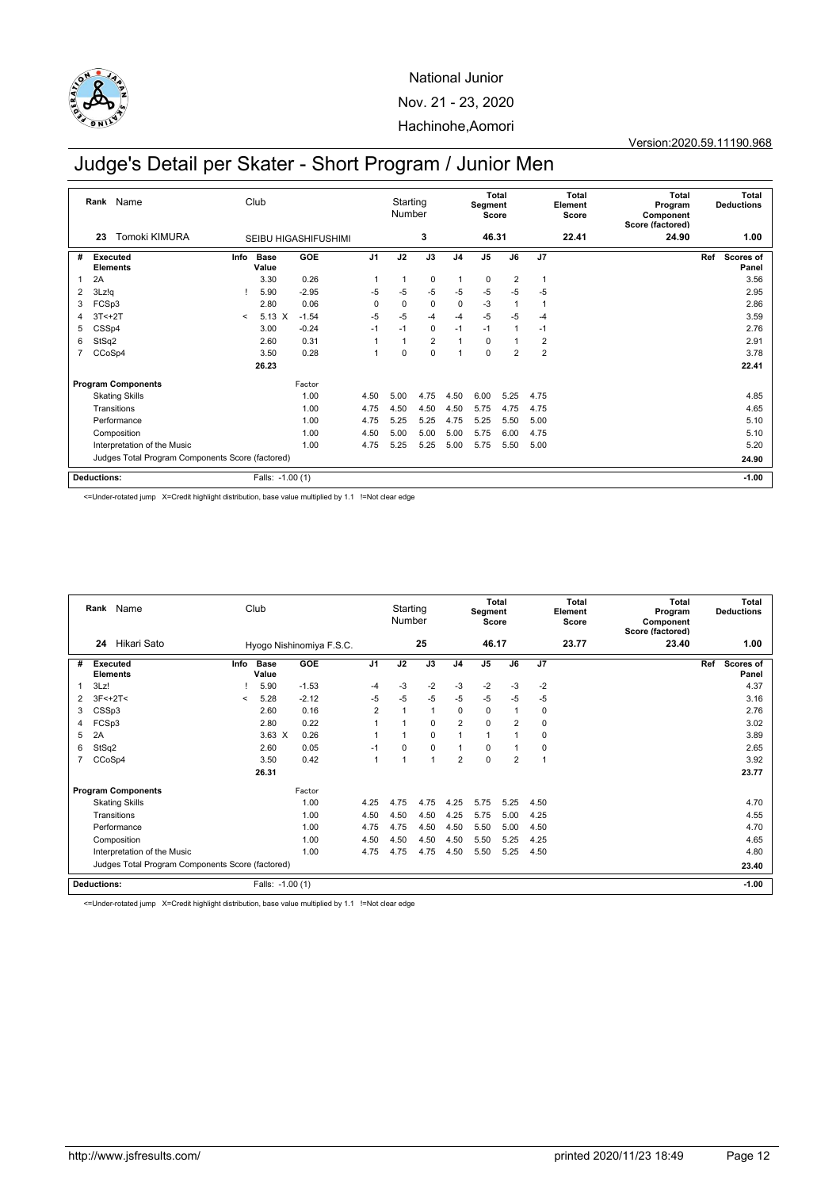National Junior

Nov. 21 - 23, 2020

Hachinohe,Aomori

Version:2020.59.11190.968

# Judge's Detail per Skater - Short Program / Junior Men

| Rank | Name | Club | Starting Number | Total Segment Score | Total Element Score | Total Program Component Score (factored) | Total Deductions |
|---|---|---|---|---|---|---|---|
| 23 | Tomoki KIMURA | SEIBU HIGASHIFUSHIMI | 3 | 46.31 | 22.41 | 24.90 | 1.00 |

| # | Executed Elements | Info | Base Value | | GOE | J1 | J2 | J3 | J4 | J5 | J6 | J7 | Ref | Scores of Panel |
|---|---|---|---|---|---|---|---|---|---|---|---|---|---|---|
| 1 | 2A | | 3.30 | | 0.26 | 1 | 1 | 0 | 1 | 0 | 2 | 1 | | 3.56 |
| 2 | 3Lz!q | ! | 5.90 | | -2.95 | -5 | -5 | -5 | -5 | -5 | -5 | -5 | | 2.95 |
| 3 | FCSp3 | | 2.80 | | 0.06 | 0 | 0 | 0 | 0 | -3 | 1 | 1 | | 2.86 |
| 4 | 3T<+2T | < | 5.13 | X | -1.54 | -5 | -5 | -4 | -4 | -5 | -5 | -4 | | 3.59 |
| 5 | CSSp4 | | 3.00 | | -0.24 | -1 | -1 | 0 | -1 | -1 | 1 | -1 | | 2.76 |
| 6 | StSq2 | | 2.60 | | 0.31 | 1 | 1 | 2 | 1 | 0 | 1 | 2 | | 2.91 |
| 7 | CCoSp4 | | 3.50 | | 0.28 | 1 | 0 | 0 | 1 | 0 | 2 | 2 | | 3.78 |
| | | | 26.23 | | | | | | | | | | | 22.41 |

| Program Components | Factor | J1 | J2 | J3 | J4 | J5 | J6 | J7 | Scores of Panel |
|---|---|---|---|---|---|---|---|---|---|
| Skating Skills | 1.00 | 4.50 | 5.00 | 4.75 | 4.50 | 6.00 | 5.25 | 4.75 | 4.85 |
| Transitions | 1.00 | 4.75 | 4.50 | 4.50 | 4.50 | 5.75 | 4.75 | 4.75 | 4.65 |
| Performance | 1.00 | 4.75 | 5.25 | 5.25 | 4.75 | 5.25 | 5.50 | 5.00 | 5.10 |
| Composition | 1.00 | 4.50 | 5.00 | 5.00 | 5.00 | 5.75 | 6.00 | 4.75 | 5.10 |
| Interpretation of the Music | 1.00 | 4.75 | 5.25 | 5.25 | 5.00 | 5.75 | 5.50 | 5.00 | 5.20 |
| Judges Total Program Components Score (factored) | | | | | | | | | 24.90 |

Deductions: Falls: -1.00 (1) — **-1.00**

<=Under-rotated jump X=Credit highlight distribution, base value multiplied by 1.1 !=Not clear edge

| Rank | Name | Club | Starting Number | Total Segment Score | Total Element Score | Total Program Component Score (factored) | Total Deductions |
|---|---|---|---|---|---|---|---|
| 24 | Hikari Sato | Hyogo Nishinomiya F.S.C. | 25 | 46.17 | 23.77 | 23.40 | 1.00 |

| # | Executed Elements | Info | Base Value | | GOE | J1 | J2 | J3 | J4 | J5 | J6 | J7 | Ref | Scores of Panel |
|---|---|---|---|---|---|---|---|---|---|---|---|---|---|---|
| 1 | 3Lz! | ! | 5.90 | | -1.53 | -4 | -3 | -2 | -3 | -2 | -3 | -2 | | 4.37 |
| 2 | 3F<+2T< | < | 5.28 | | -2.12 | -5 | -5 | -5 | -5 | -5 | -5 | -5 | | 3.16 |
| 3 | CSSp3 | | 2.60 | | 0.16 | 2 | 1 | 1 | 0 | 0 | 1 | 0 | | 2.76 |
| 4 | FCSp3 | | 2.80 | | 0.22 | 1 | 1 | 0 | 2 | 0 | 2 | 0 | | 3.02 |
| 5 | 2A | | 3.63 | X | 0.26 | 1 | 1 | 0 | 1 | 1 | 1 | 0 | | 3.89 |
| 6 | StSq2 | | 2.60 | | 0.05 | -1 | 0 | 0 | 1 | 0 | 1 | 0 | | 2.65 |
| 7 | CCoSp4 | | 3.50 | | 0.42 | 1 | 1 | 1 | 2 | 0 | 2 | 1 | | 3.92 |
| | | | 26.31 | | | | | | | | | | | 23.77 |

| Program Components | Factor | J1 | J2 | J3 | J4 | J5 | J6 | J7 | Scores of Panel |
|---|---|---|---|---|---|---|---|---|---|
| Skating Skills | 1.00 | 4.25 | 4.75 | 4.75 | 4.25 | 5.75 | 5.25 | 4.50 | 4.70 |
| Transitions | 1.00 | 4.50 | 4.50 | 4.50 | 4.25 | 5.75 | 5.00 | 4.25 | 4.55 |
| Performance | 1.00 | 4.75 | 4.75 | 4.50 | 4.50 | 5.50 | 5.00 | 4.50 | 4.70 |
| Composition | 1.00 | 4.50 | 4.50 | 4.50 | 4.50 | 5.50 | 5.25 | 4.25 | 4.65 |
| Interpretation of the Music | 1.00 | 4.75 | 4.75 | 4.75 | 4.50 | 5.50 | 5.25 | 4.50 | 4.80 |
| Judges Total Program Components Score (factored) | | | | | | | | | 23.40 |

Deductions: Falls: -1.00 (1) — **-1.00**

<=Under-rotated jump X=Credit highlight distribution, base value multiplied by 1.1 !=Not clear edge

http://www.jsfresults.com/ printed 2020/11/23 18:49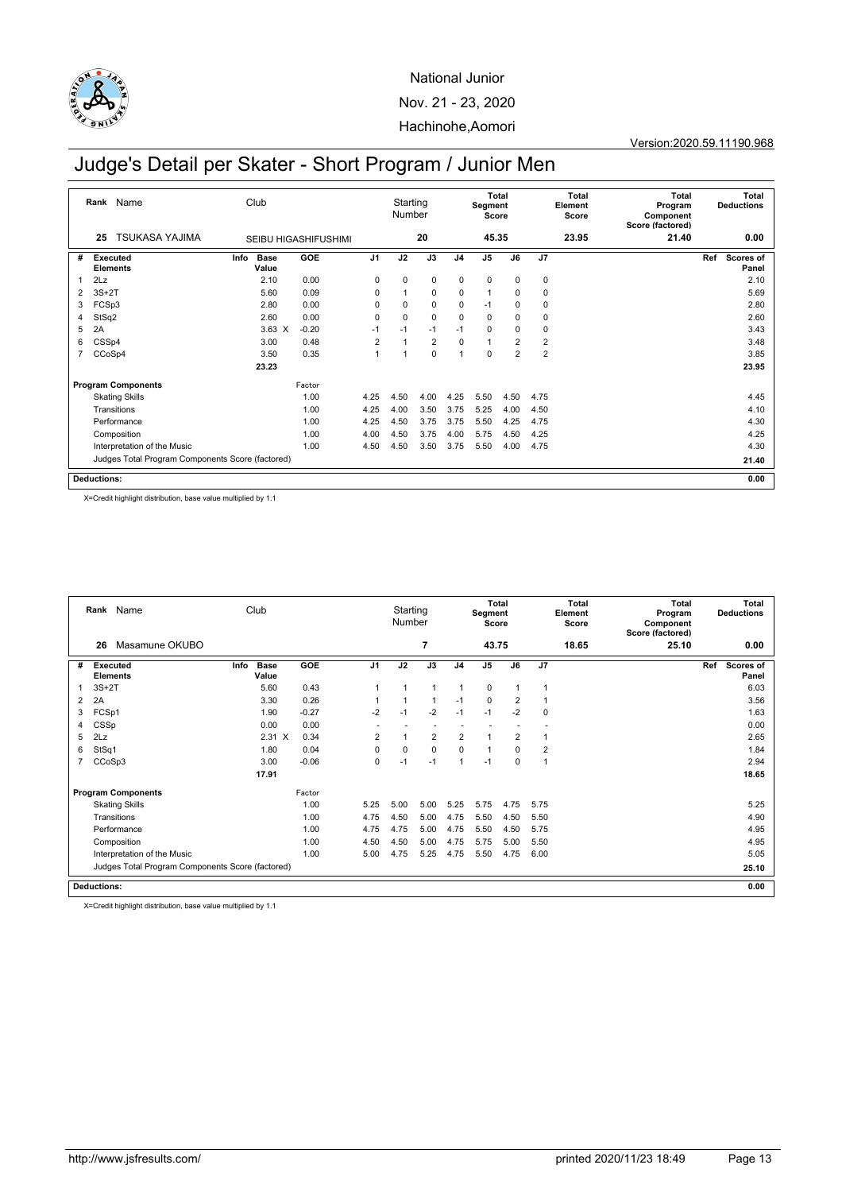National Junior

Nov. 21 - 23, 2020

Hachinohe,Aomori

Version:2020.59.11190.968

# Judge's Detail per Skater - Short Program / Junior Men

| Rank | Name | Club | Starting Number | Total Segment Score | Total Element Score | Total Program Component Score (factored) | Total Deductions |
|---|---|---|---|---|---|---|---|
| 25 | TSUKASA YAJIMA | SEIBU HIGASHIFUSHIMI | 20 | 45.35 | 23.95 | 21.40 | 0.00 |

| # | Executed Elements | Info | Base Value | GOE | J1 | J2 | J3 | J4 | J5 | J6 | J7 | Ref | Scores of Panel |
|---|---|---|---|---|---|---|---|---|---|---|---|---|---|
| 1 | 2Lz | | 2.10 | 0.00 | 0 | 0 | 0 | 0 | 0 | 0 | 0 | | 2.10 |
| 2 | 3S+2T | | 5.60 | 0.09 | 0 | 1 | 0 | 0 | 1 | 0 | 0 | | 5.69 |
| 3 | FCSp3 | | 2.80 | 0.00 | 0 | 0 | 0 | 0 | -1 | 0 | 0 | | 2.80 |
| 4 | StSq2 | | 2.60 | 0.00 | 0 | 0 | 0 | 0 | 0 | 0 | 0 | | 2.60 |
| 5 | 2A | | 3.63 X | -0.20 | -1 | -1 | -1 | -1 | 0 | 0 | 0 | | 3.43 |
| 6 | CSSp4 | | 3.00 | 0.48 | 2 | 1 | 2 | 0 | 1 | 2 | 2 | | 3.48 |
| 7 | CCoSp4 | | 3.50 | 0.35 | 1 | 1 | 0 | 1 | 0 | 2 | 2 | | 3.85 |
| | | | 23.23 | | | | | | | | | | 23.95 |

| Program Components | Factor | J1 | J2 | J3 | J4 | J5 | J6 | J7 | Scores of Panel |
|---|---|---|---|---|---|---|---|---|---|
| Skating Skills | 1.00 | 4.25 | 4.50 | 4.00 | 4.25 | 5.50 | 4.50 | 4.75 | 4.45 |
| Transitions | 1.00 | 4.25 | 4.00 | 3.50 | 3.75 | 5.25 | 4.00 | 4.50 | 4.10 |
| Performance | 1.00 | 4.25 | 4.50 | 3.75 | 3.75 | 5.50 | 4.25 | 4.75 | 4.30 |
| Composition | 1.00 | 4.00 | 4.50 | 3.75 | 4.00 | 5.75 | 4.50 | 4.25 | 4.25 |
| Interpretation of the Music | 1.00 | 4.50 | 4.50 | 3.50 | 3.75 | 5.50 | 4.00 | 4.75 | 4.30 |
| Judges Total Program Components Score (factored) | | | | | | | | | 21.40 |

**Deductions:** 0.00

X=Credit highlight distribution, base value multiplied by 1.1

| Rank | Name | Club | Starting Number | Total Segment Score | Total Element Score | Total Program Component Score (factored) | Total Deductions |
|---|---|---|---|---|---|---|---|
| 26 | Masamune OKUBO | | 7 | 43.75 | 18.65 | 25.10 | 0.00 |

| # | Executed Elements | Info | Base Value | GOE | J1 | J2 | J3 | J4 | J5 | J6 | J7 | Ref | Scores of Panel |
|---|---|---|---|---|---|---|---|---|---|---|---|---|---|
| 1 | 3S+2T | | 5.60 | 0.43 | 1 | 1 | 1 | 1 | 0 | 1 | 1 | | 6.03 |
| 2 | 2A | | 3.30 | 0.26 | 1 | 1 | 1 | -1 | 0 | 2 | 1 | | 3.56 |
| 3 | FCSp1 | | 1.90 | -0.27 | -2 | -1 | -2 | -1 | -1 | -2 | 0 | | 1.63 |
| 4 | CSSp | | 0.00 | 0.00 | - | - | - | - | - | - | - | | 0.00 |
| 5 | 2Lz | | 2.31 X | 0.34 | 2 | 1 | 2 | 2 | 1 | 2 | 1 | | 2.65 |
| 6 | StSq1 | | 1.80 | 0.04 | 0 | 0 | 0 | 0 | 1 | 0 | 2 | | 1.84 |
| 7 | CCoSp3 | | 3.00 | -0.06 | 0 | -1 | -1 | 1 | -1 | 0 | 1 | | 2.94 |
| | | | 17.91 | | | | | | | | | | 18.65 |

| Program Components | Factor | J1 | J2 | J3 | J4 | J5 | J6 | J7 | Scores of Panel |
|---|---|---|---|---|---|---|---|---|---|
| Skating Skills | 1.00 | 5.25 | 5.00 | 5.00 | 5.25 | 5.75 | 4.75 | 5.75 | 5.25 |
| Transitions | 1.00 | 4.75 | 4.50 | 5.00 | 4.75 | 5.50 | 4.50 | 5.50 | 4.90 |
| Performance | 1.00 | 4.75 | 4.75 | 5.00 | 4.75 | 5.50 | 4.50 | 5.75 | 4.95 |
| Composition | 1.00 | 4.50 | 4.50 | 5.00 | 4.75 | 5.75 | 5.00 | 5.50 | 4.95 |
| Interpretation of the Music | 1.00 | 5.00 | 4.75 | 5.25 | 4.75 | 5.50 | 4.75 | 6.00 | 5.05 |
| Judges Total Program Components Score (factored) | | | | | | | | | 25.10 |

**Deductions:** 0.00

X=Credit highlight distribution, base value multiplied by 1.1

http://www.jsfresults.com/ printed 2020/11/23 18:49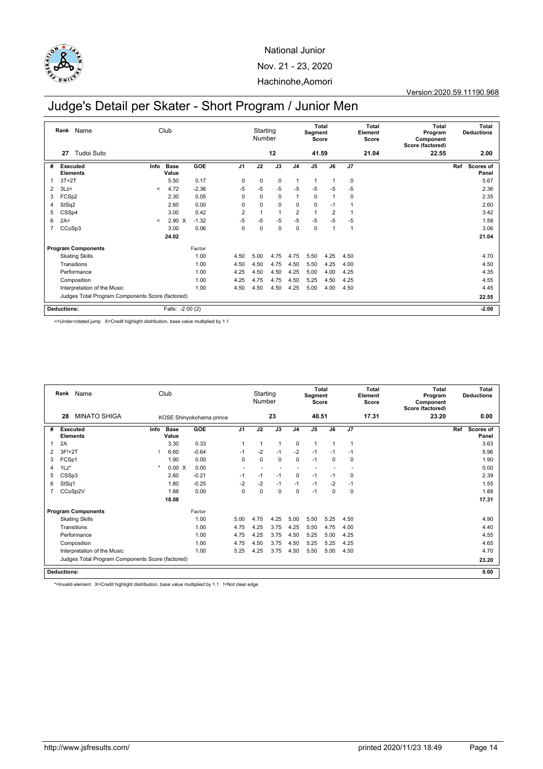National Junior

Nov. 21 - 23, 2020

Hachinohe,Aomori

Version:2020.59.11190.968

# Judge's Detail per Skater - Short Program / Junior Men

| Rank | Name | Club | Starting Number | Total Segment Score | Total Element Score | Total Program Component Score (factored) | Total Deductions |
|---|---|---|---|---|---|---|---|
| 27 | Tudoi Suto | | 12 | 41.59 | 21.04 | 22.55 | 2.00 |

| # | Executed Elements | Info | Base Value | | GOE | J1 | J2 | J3 | J4 | J5 | J6 | J7 | Ref | Scores of Panel |
|---|---|---|---|---|---|---|---|---|---|---|---|---|---|---|
| 1 | 3T+2T | | 5.50 | | 0.17 | 0 | 0 | 0 | 1 | 1 | 1 | 0 | | 5.67 |
| 2 | 3Lz< | < | 4.72 | | -2.36 | -5 | -5 | -5 | -5 | -5 | -5 | -5 | | 2.36 |
| 3 | FCSp2 | | 2.30 | | 0.05 | 0 | 0 | 0 | 1 | 0 | 1 | 0 | | 2.35 |
| 4 | StSq2 | | 2.60 | | 0.00 | 0 | 0 | 0 | 0 | 0 | -1 | 1 | | 2.60 |
| 5 | CSSp4 | | 3.00 | | 0.42 | 2 | 1 | 1 | 2 | 1 | 2 | 1 | | 3.42 |
| 6 | 2A< | < | 2.90 | X | -1.32 | -5 | -5 | -5 | -5 | -5 | -5 | -5 | | 1.58 |
| 7 | CCoSp3 | | 3.00 | | 0.06 | 0 | 0 | 0 | 0 | 0 | 1 | 1 | | 3.06 |
| | | | 24.02 | | | | | | | | | | | 21.04 |

| Program Components | Factor | J1 | J2 | J3 | J4 | J5 | J6 | J7 | Scores of Panel |
|---|---|---|---|---|---|---|---|---|---|
| Skating Skills | 1.00 | 4.50 | 5.00 | 4.75 | 4.75 | 5.50 | 4.25 | 4.50 | 4.70 |
| Transitions | 1.00 | 4.50 | 4.50 | 4.75 | 4.50 | 5.50 | 4.25 | 4.00 | 4.50 |
| Performance | 1.00 | 4.25 | 4.50 | 4.50 | 4.25 | 5.00 | 4.00 | 4.25 | 4.35 |
| Composition | 1.00 | 4.25 | 4.75 | 4.75 | 4.50 | 5.25 | 4.50 | 4.25 | 4.55 |
| Interpretation of the Music | 1.00 | 4.50 | 4.50 | 4.50 | 4.25 | 5.00 | 4.00 | 4.50 | 4.45 |
| Judges Total Program Components Score (factored) | | | | | | | | | 22.55 |

**Deductions:** Falls: -2.00 (2) — **-2.00**

<=Under-rotated jump X=Credit highlight distribution, base value multiplied by 1.1

| Rank | Name | Club | Starting Number | Total Segment Score | Total Element Score | Total Program Component Score (factored) | Total Deductions |
|---|---|---|---|---|---|---|---|
| 28 | MINATO SHIGA | KOSE Shinyokohama prince | 23 | 40.51 | 17.31 | 23.20 | 0.00 |

| # | Executed Elements | Info | Base Value | | GOE | J1 | J2 | J3 | J4 | J5 | J6 | J7 | Ref | Scores of Panel |
|---|---|---|---|---|---|---|---|---|---|---|---|---|---|---|
| 1 | 2A | | 3.30 | | 0.33 | 1 | 1 | 1 | 0 | 1 | 1 | 1 | | 3.63 |
| 2 | 3F!+2T | ! | 6.60 | | -0.64 | -1 | -2 | -1 | -2 | -1 | -1 | -1 | | 5.96 |
| 3 | FCSp1 | | 1.90 | | 0.00 | 0 | 0 | 0 | 0 | -1 | 0 | 0 | | 1.90 |
| 4 | 1Lz* | * | 0.00 | X | 0.00 | - | - | - | - | - | - | - | | 0.00 |
| 5 | CSSp3 | | 2.60 | | -0.21 | -1 | -1 | -1 | 0 | -1 | -1 | 0 | | 2.39 |
| 6 | StSq1 | | 1.80 | | -0.25 | -2 | -2 | -1 | -1 | -1 | -2 | -1 | | 1.55 |
| 7 | CCoSp2V | | 1.88 | | 0.00 | 0 | 0 | 0 | 0 | -1 | 0 | 0 | | 1.88 |
| | | | 18.08 | | | | | | | | | | | 17.31 |

| Program Components | Factor | J1 | J2 | J3 | J4 | J5 | J6 | J7 | Scores of Panel |
|---|---|---|---|---|---|---|---|---|---|
| Skating Skills | 1.00 | 5.00 | 4.75 | 4.25 | 5.00 | 5.50 | 5.25 | 4.50 | 4.90 |
| Transitions | 1.00 | 4.75 | 4.25 | 3.75 | 4.25 | 5.50 | 4.75 | 4.00 | 4.40 |
| Performance | 1.00 | 4.75 | 4.25 | 3.75 | 4.50 | 5.25 | 5.00 | 4.25 | 4.55 |
| Composition | 1.00 | 4.75 | 4.50 | 3.75 | 4.50 | 5.25 | 5.25 | 4.25 | 4.65 |
| Interpretation of the Music | 1.00 | 5.25 | 4.25 | 3.75 | 4.50 | 5.50 | 5.00 | 4.50 | 4.70 |
| Judges Total Program Components Score (factored) | | | | | | | | | 23.20 |

**Deductions:** **0.00**

*=Invalid element X=Credit highlight distribution, base value multiplied by 1.1 !=Not clear edge

http://www.jsfresults.com/ printed 2020/11/23 18:49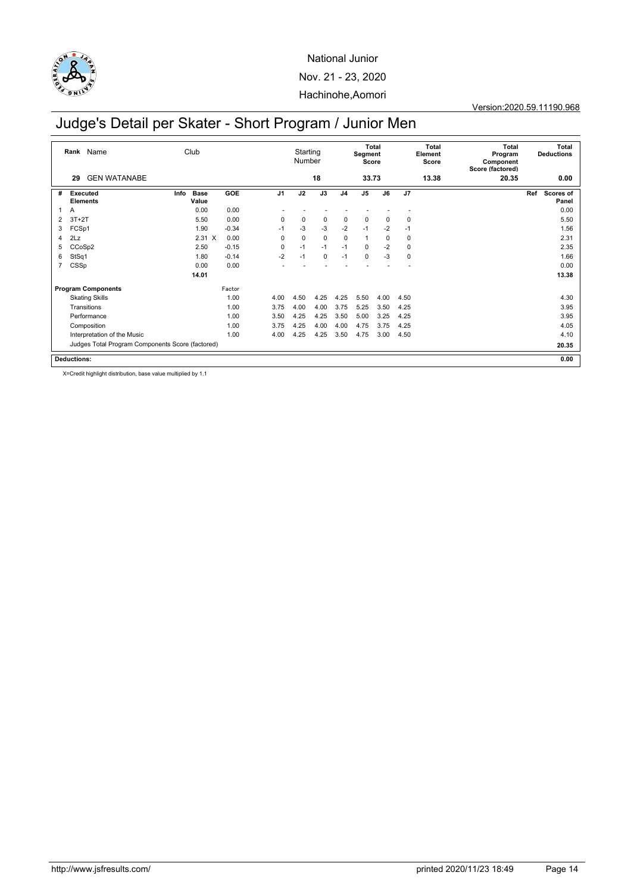National Junior

Nov. 21 - 23, 2020

Hachinohe,Aomori

Version:2020.59.11190.968

# Judge's Detail per Skater - Short Program / Junior Men

| Rank | Name | Club | Starting Number | Total Segment Score | Total Element Score | Total Program Component Score (factored) | Total Deductions |
|---|---|---|---|---|---|---|---|
| 29 | GEN WATANABE | | 18 | 33.73 | 13.38 | 20.35 | 0.00 |

| # | Executed Elements | Info | Base Value | | GOE | J1 | J2 | J3 | J4 | J5 | J6 | J7 | Ref | Scores of Panel |
|---|---|---|---|---|---|---|---|---|---|---|---|---|---|---|
| 1 | A | | 0.00 | | 0.00 | - | - | - | - | - | - | - | | 0.00 |
| 2 | 3T+2T | | 5.50 | | 0.00 | 0 | 0 | 0 | 0 | 0 | 0 | 0 | | 5.50 |
| 3 | FCSp1 | | 1.90 | | -0.34 | -1 | -3 | -3 | -2 | -1 | -2 | -1 | | 1.56 |
| 4 | 2Lz | | 2.31 | X | 0.00 | 0 | 0 | 0 | 0 | 1 | 0 | 0 | | 2.31 |
| 5 | CCoSp2 | | 2.50 | | -0.15 | 0 | -1 | -1 | -1 | 0 | -2 | 0 | | 2.35 |
| 6 | StSq1 | | 1.80 | | -0.14 | -2 | -1 | 0 | -1 | 0 | -3 | 0 | | 1.66 |
| 7 | CSSp | | 0.00 | | 0.00 | - | - | - | - | - | - | - | | 0.00 |
| | | | 14.01 | | | | | | | | | | | 13.38 |

| Program Components | Factor | J1 | J2 | J3 | J4 | J5 | J6 | J7 | Scores of Panel |
|---|---|---|---|---|---|---|---|---|---|
| Skating Skills | 1.00 | 4.00 | 4.50 | 4.25 | 4.25 | 5.50 | 4.00 | 4.50 | 4.30 |
| Transitions | 1.00 | 3.75 | 4.00 | 4.00 | 3.75 | 5.25 | 3.50 | 4.25 | 3.95 |
| Performance | 1.00 | 3.50 | 4.25 | 4.25 | 3.50 | 5.00 | 3.25 | 4.25 | 3.95 |
| Composition | 1.00 | 3.75 | 4.25 | 4.00 | 4.00 | 4.75 | 3.75 | 4.25 | 4.05 |
| Interpretation of the Music | 1.00 | 4.00 | 4.25 | 4.25 | 3.50 | 4.75 | 3.00 | 4.50 | 4.10 |
| Judges Total Program Components Score (factored) | | | | | | | | | 20.35 |

| Deductions: | 0.00 |
|---|---|

X=Credit highlight distribution, base value multiplied by 1.1

http://www.jsfresults.com/ printed 2020/11/23 18:49